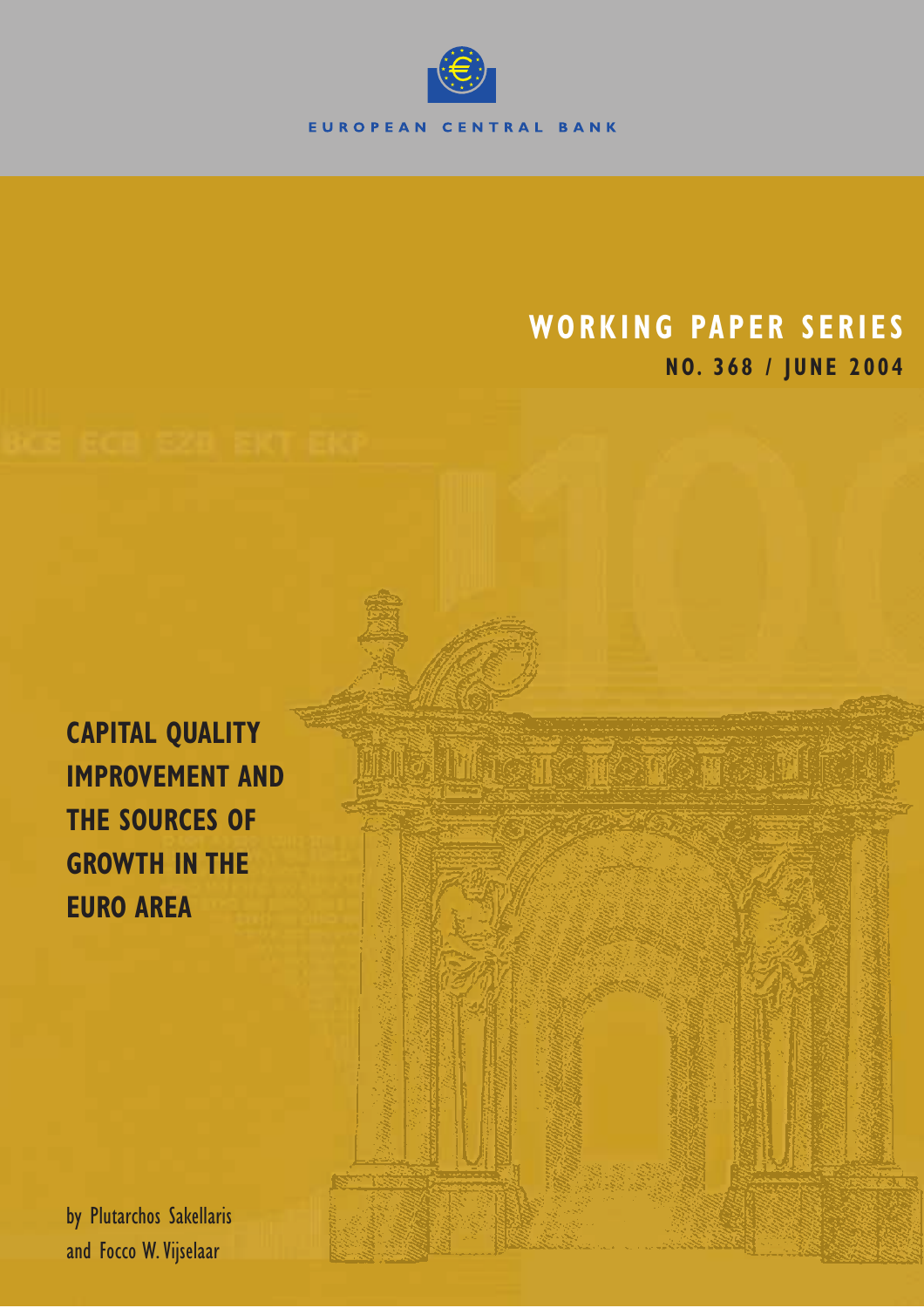EUROPEAN CENTRAL BANK

# WORKING PAPER SERIES

**NO. 368 / JUNE 2004**

# CAPITAL QUALITY IMPROVEMENT AND THE SOURCES OF GROWTH IN THE EURO AREA

by Plutarchos Sakellaris and Focco W. Vijselaar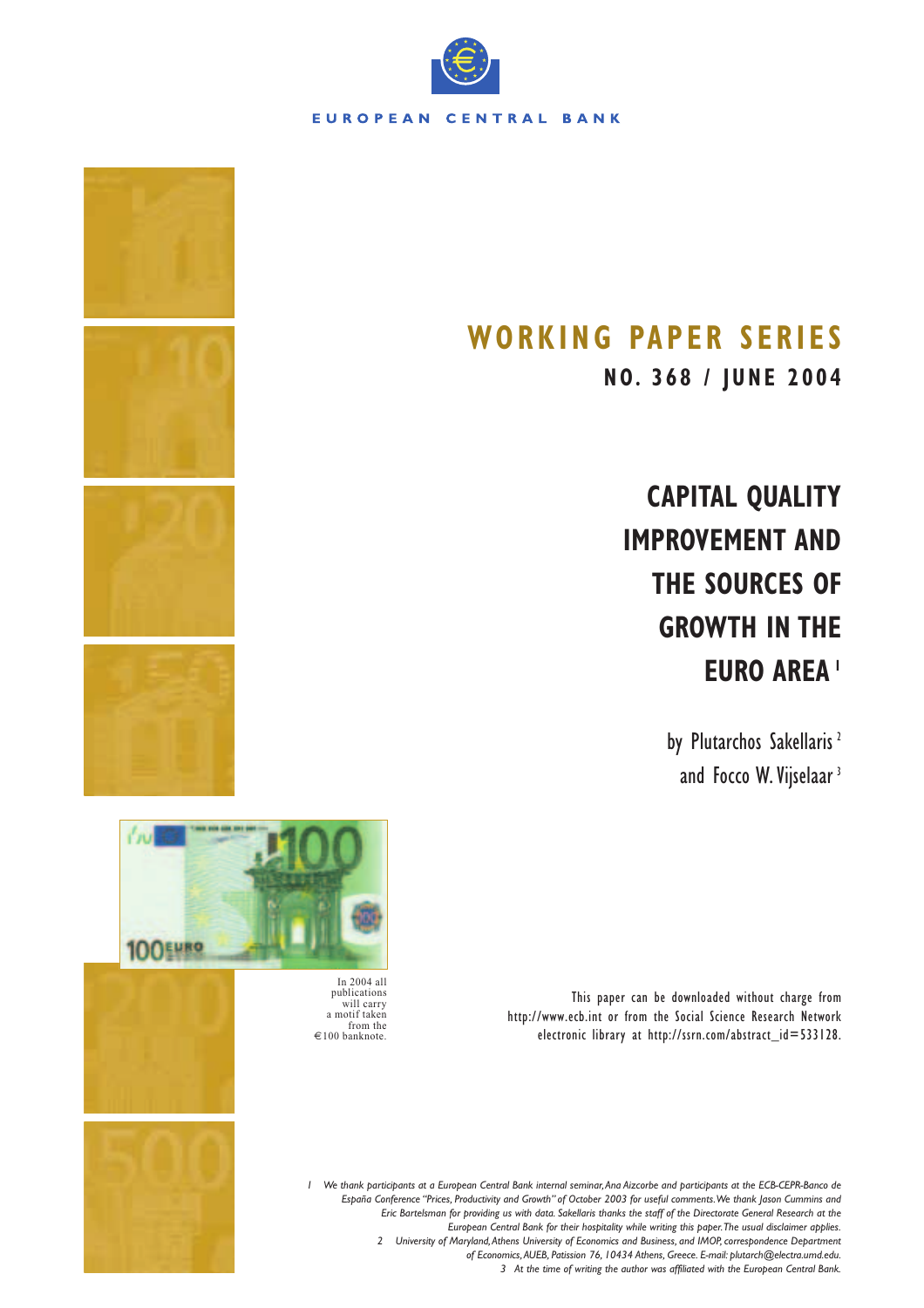EUROPEAN CENTRAL BANK

# WORKING PAPER SERIES

**NO. 368 / JUNE 2004**

# CAPITAL QUALITY IMPROVEMENT AND THE SOURCES OF GROWTH IN THE EURO AREA [1]

by Plutarchos Sakellaris [2] and Focco W. Vijselaar [3]

In 2004 all publications will carry a motif taken from the €100 banknote.

This paper can be downloaded without charge from http://www.ecb.int or from the Social Science Research Network electronic library at http://ssrn.com/abstract_id=533128.

*1 We thank participants at a European Central Bank internal seminar, Ana Aizcorbe and participants at the ECB-CEPR-Banco de España Conference "Prices, Productivity and Growth" of October 2003 for useful comments. We thank Jason Cummins and Eric Bartelsman for providing us with data. Sakellaris thanks the staff of the Directorate General Research at the European Central Bank for their hospitality while writing this paper. The usual disclaimer applies.*

*2 University of Maryland, Athens University of Economics and Business, and IMOP, correspondence Department of Economics, AUEB, Patission 76, 10434 Athens, Greece. E-mail: plutarch@electra.umd.edu.*

*3 At the time of writing the author was affiliated with the European Central Bank.*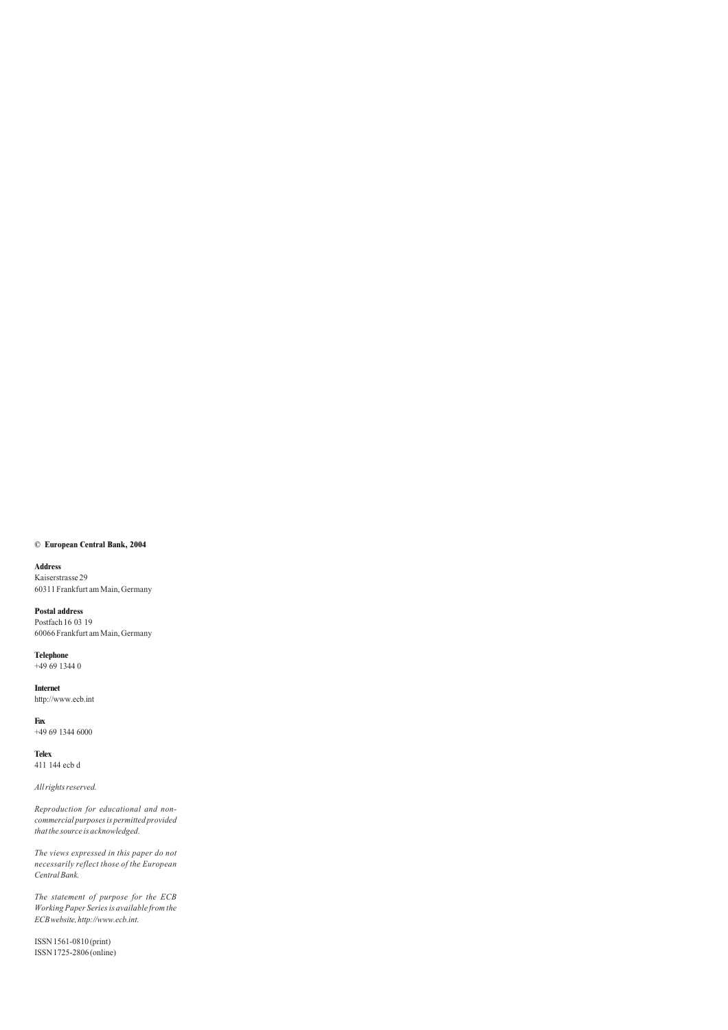**© European Central Bank, 2004**

**Address**
Kaiserstrasse 29
60311 Frankfurt am Main, Germany

**Postal address**
Postfach 16 03 19
60066 Frankfurt am Main, Germany

**Telephone**
+49 69 1344 0

**Internet**
http://www.ecb.int

**Fax**
+49 69 1344 6000

**Telex**
411 144 ecb d

*All rights reserved.*

*Reproduction for educational and non-commercial purposes is permitted provided that the source is acknowledged.*

*The views expressed in this paper do not necessarily reflect those of the European Central Bank.*

*The statement of purpose for the ECB Working Paper Series is available from the ECB website, http://www.ecb.int.*

ISSN 1561-0810 (print)
ISSN 1725-2806 (online)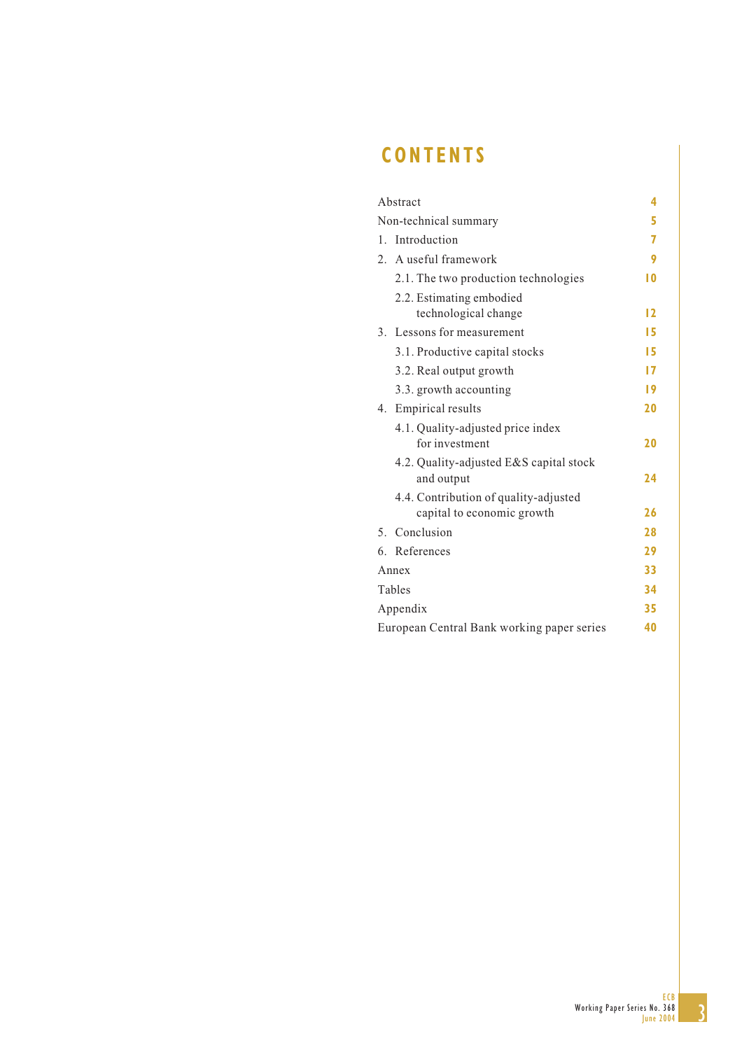# CONTENTS

| | |
|---|---|
| Abstract | 4 |
| Non-technical summary | 5 |
| 1. Introduction | 7 |
| 2. A useful framework | 9 |
| 2.1. The two production technologies | 10 |
| 2.2. Estimating embodied technological change | 12 |
| 3. Lessons for measurement | 15 |
| 3.1. Productive capital stocks | 15 |
| 3.2. Real output growth | 17 |
| 3.3. growth accounting | 19 |
| 4. Empirical results | 20 |
| 4.1. Quality-adjusted price index for investment | 20 |
| 4.2. Quality-adjusted E&S capital stock and output | 24 |
| 4.4. Contribution of quality-adjusted capital to economic growth | 26 |
| 5. Conclusion | 28 |
| 6. References | 29 |
| Annex | 33 |
| Tables | 34 |
| Appendix | 35 |
| European Central Bank working paper series | 40 |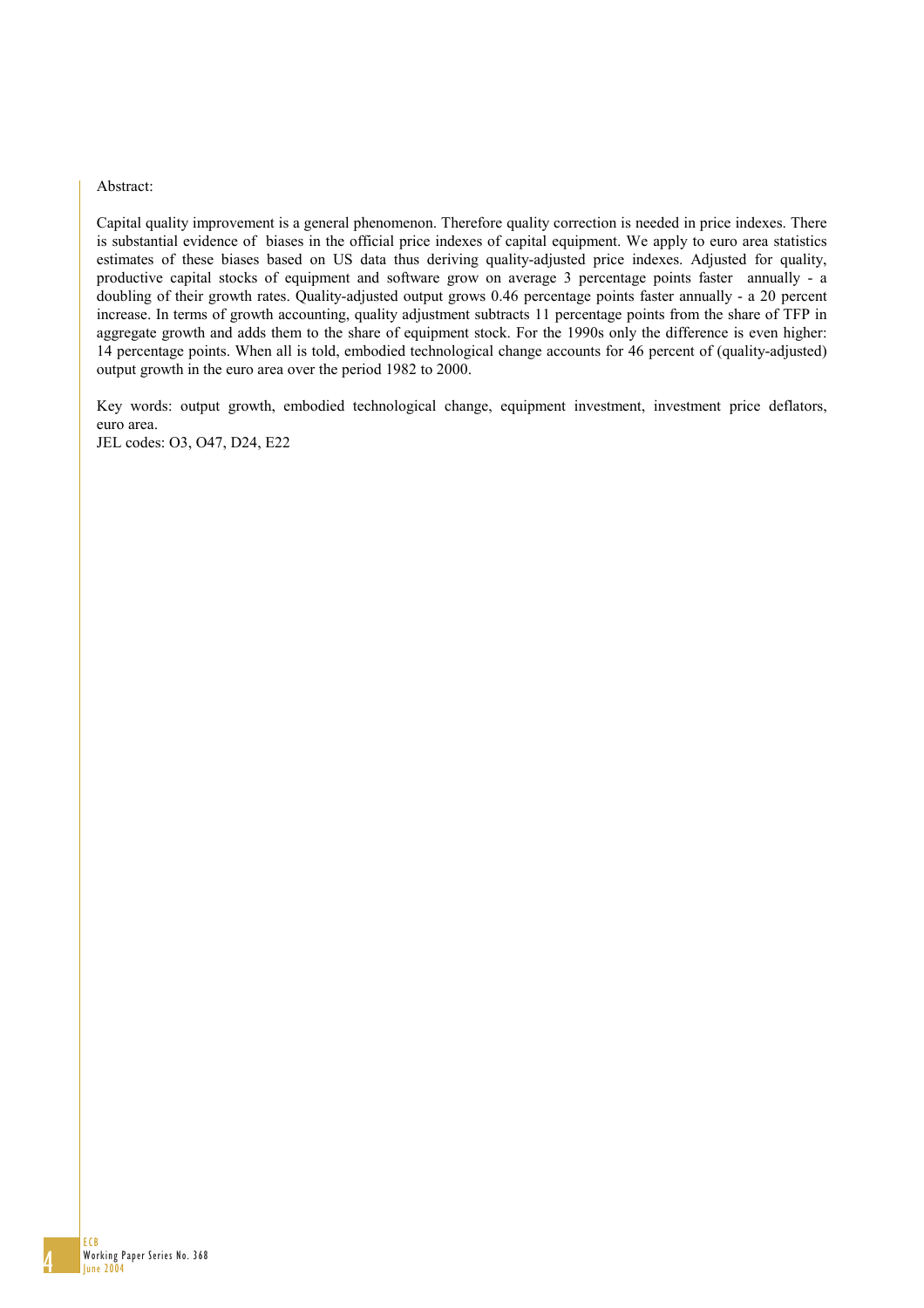Abstract:

Capital quality improvement is a general phenomenon. Therefore quality correction is needed in price indexes. There is substantial evidence of biases in the official price indexes of capital equipment. We apply to euro area statistics estimates of these biases based on US data thus deriving quality-adjusted price indexes. Adjusted for quality, productive capital stocks of equipment and software grow on average 3 percentage points faster annually - a doubling of their growth rates. Quality-adjusted output grows 0.46 percentage points faster annually - a 20 percent increase. In terms of growth accounting, quality adjustment subtracts 11 percentage points from the share of TFP in aggregate growth and adds them to the share of equipment stock. For the 1990s only the difference is even higher: 14 percentage points. When all is told, embodied technological change accounts for 46 percent of (quality-adjusted) output growth in the euro area over the period 1982 to 2000.

Key words: output growth, embodied technological change, equipment investment, investment price deflators, euro area.
JEL codes: O3, O47, D24, E22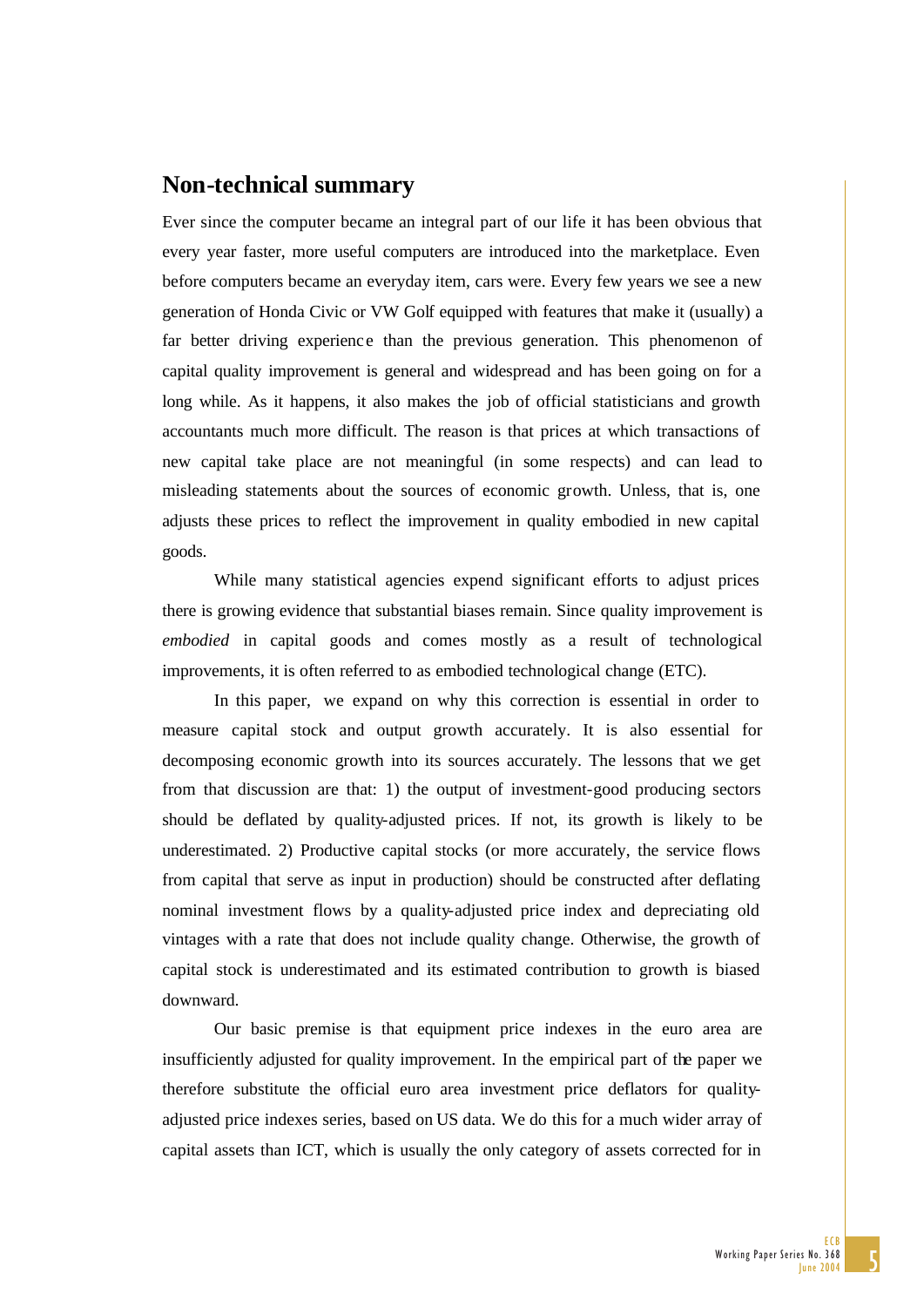## Non-technical summary

Ever since the computer became an integral part of our life it has been obvious that every year faster, more useful computers are introduced into the marketplace. Even before computers became an everyday item, cars were. Every few years we see a new generation of Honda Civic or VW Golf equipped with features that make it (usually) a far better driving experience than the previous generation. This phenomenon of capital quality improvement is general and widespread and has been going on for a long while. As it happens, it also makes the job of official statisticians and growth accountants much more difficult. The reason is that prices at which transactions of new capital take place are not meaningful (in some respects) and can lead to misleading statements about the sources of economic growth. Unless, that is, one adjusts these prices to reflect the improvement in quality embodied in new capital goods.

While many statistical agencies expend significant efforts to adjust prices there is growing evidence that substantial biases remain. Since quality improvement is *embodied* in capital goods and comes mostly as a result of technological improvements, it is often referred to as embodied technological change (ETC).

In this paper, we expand on why this correction is essential in order to measure capital stock and output growth accurately. It is also essential for decomposing economic growth into its sources accurately. The lessons that we get from that discussion are that: 1) the output of investment-good producing sectors should be deflated by quality-adjusted prices. If not, its growth is likely to be underestimated. 2) Productive capital stocks (or more accurately, the service flows from capital that serve as input in production) should be constructed after deflating nominal investment flows by a quality-adjusted price index and depreciating old vintages with a rate that does not include quality change. Otherwise, the growth of capital stock is underestimated and its estimated contribution to growth is biased downward.

Our basic premise is that equipment price indexes in the euro area are insufficiently adjusted for quality improvement. In the empirical part of the paper we therefore substitute the official euro area investment price deflators for quality-adjusted price indexes series, based on US data. We do this for a much wider array of capital assets than ICT, which is usually the only category of assets corrected for in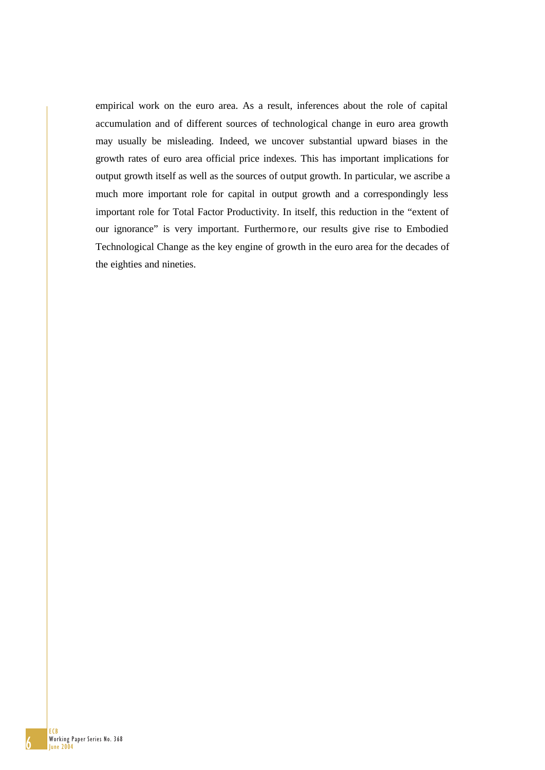empirical work on the euro area. As a result, inferences about the role of capital accumulation and of different sources of technological change in euro area growth may usually be misleading. Indeed, we uncover substantial upward biases in the growth rates of euro area official price indexes. This has important implications for output growth itself as well as the sources of output growth. In particular, we ascribe a much more important role for capital in output growth and a correspondingly less important role for Total Factor Productivity. In itself, this reduction in the "extent of our ignorance" is very important. Furthermore, our results give rise to Embodied Technological Change as the key engine of growth in the euro area for the decades of the eighties and nineties.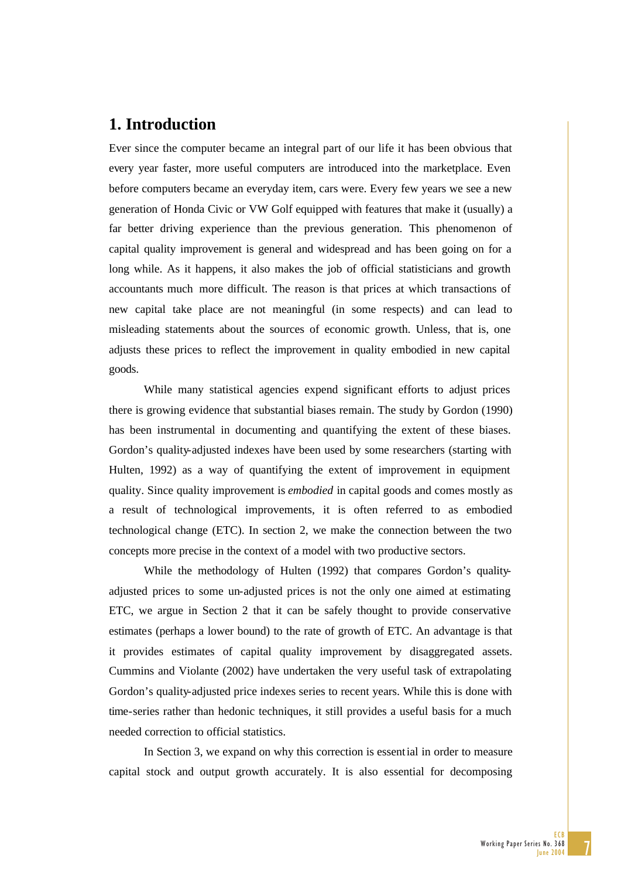# 1. Introduction

Ever since the computer became an integral part of our life it has been obvious that every year faster, more useful computers are introduced into the marketplace. Even before computers became an everyday item, cars were. Every few years we see a new generation of Honda Civic or VW Golf equipped with features that make it (usually) a far better driving experience than the previous generation. This phenomenon of capital quality improvement is general and widespread and has been going on for a long while. As it happens, it also makes the job of official statisticians and growth accountants much more difficult. The reason is that prices at which transactions of new capital take place are not meaningful (in some respects) and can lead to misleading statements about the sources of economic growth. Unless, that is, one adjusts these prices to reflect the improvement in quality embodied in new capital goods.

While many statistical agencies expend significant efforts to adjust prices there is growing evidence that substantial biases remain. The study by Gordon (1990) has been instrumental in documenting and quantifying the extent of these biases. Gordon's quality-adjusted indexes have been used by some researchers (starting with Hulten, 1992) as a way of quantifying the extent of improvement in equipment quality. Since quality improvement is *embodied* in capital goods and comes mostly as a result of technological improvements, it is often referred to as embodied technological change (ETC). In section 2, we make the connection between the two concepts more precise in the context of a model with two productive sectors.

While the methodology of Hulten (1992) that compares Gordon's quality-adjusted prices to some un-adjusted prices is not the only one aimed at estimating ETC, we argue in Section 2 that it can be safely thought to provide conservative estimates (perhaps a lower bound) to the rate of growth of ETC. An advantage is that it provides estimates of capital quality improvement by disaggregated assets. Cummins and Violante (2002) have undertaken the very useful task of extrapolating Gordon's quality-adjusted price indexes series to recent years. While this is done with time-series rather than hedonic techniques, it still provides a useful basis for a much needed correction to official statistics.

In Section 3, we expand on why this correction is essential in order to measure capital stock and output growth accurately. It is also essential for decomposing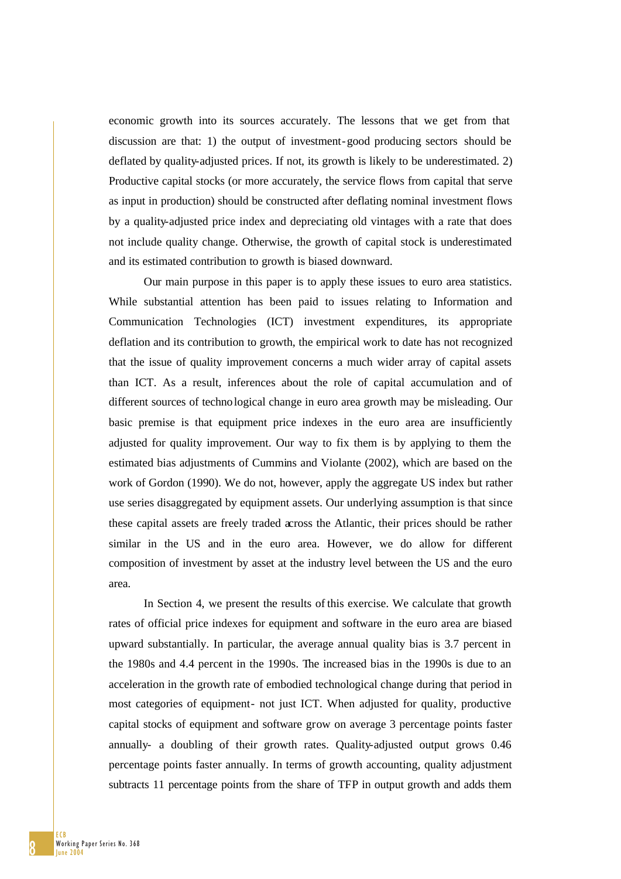economic growth into its sources accurately. The lessons that we get from that discussion are that: 1) the output of investment-good producing sectors should be deflated by quality-adjusted prices. If not, its growth is likely to be underestimated. 2) Productive capital stocks (or more accurately, the service flows from capital that serve as input in production) should be constructed after deflating nominal investment flows by a quality-adjusted price index and depreciating old vintages with a rate that does not include quality change. Otherwise, the growth of capital stock is underestimated and its estimated contribution to growth is biased downward.

Our main purpose in this paper is to apply these issues to euro area statistics. While substantial attention has been paid to issues relating to Information and Communication Technologies (ICT) investment expenditures, its appropriate deflation and its contribution to growth, the empirical work to date has not recognized that the issue of quality improvement concerns a much wider array of capital assets than ICT. As a result, inferences about the role of capital accumulation and of different sources of technological change in euro area growth may be misleading. Our basic premise is that equipment price indexes in the euro area are insufficiently adjusted for quality improvement. Our way to fix them is by applying to them the estimated bias adjustments of Cummins and Violante (2002), which are based on the work of Gordon (1990). We do not, however, apply the aggregate US index but rather use series disaggregated by equipment assets. Our underlying assumption is that since these capital assets are freely traded across the Atlantic, their prices should be rather similar in the US and in the euro area. However, we do allow for different composition of investment by asset at the industry level between the US and the euro area.

In Section 4, we present the results of this exercise. We calculate that growth rates of official price indexes for equipment and software in the euro area are biased upward substantially. In particular, the average annual quality bias is 3.7 percent in the 1980s and 4.4 percent in the 1990s. The increased bias in the 1990s is due to an acceleration in the growth rate of embodied technological change during that period in most categories of equipment- not just ICT. When adjusted for quality, productive capital stocks of equipment and software grow on average 3 percentage points faster annually- a doubling of their growth rates. Quality-adjusted output grows 0.46 percentage points faster annually. In terms of growth accounting, quality adjustment subtracts 11 percentage points from the share of TFP in output growth and adds them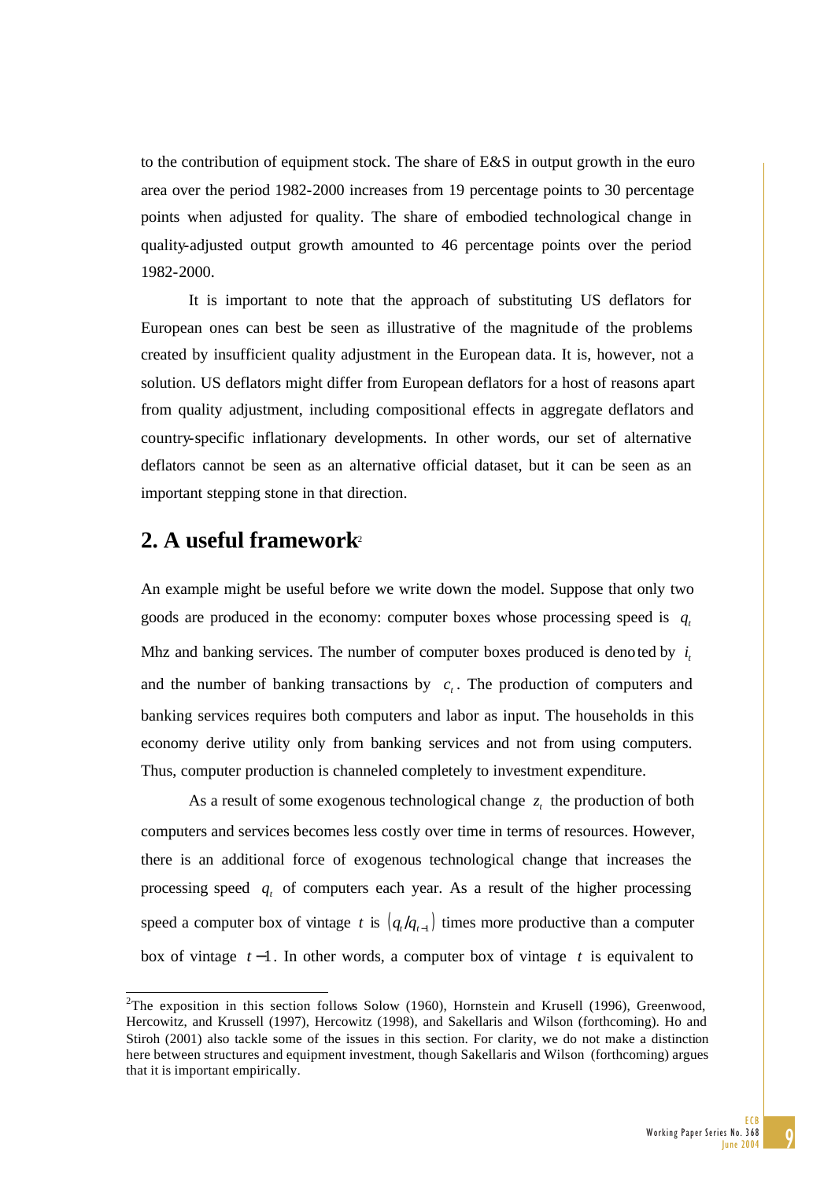to the contribution of equipment stock. The share of E&S in output growth in the euro area over the period 1982-2000 increases from 19 percentage points to 30 percentage points when adjusted for quality. The share of embodied technological change in quality-adjusted output growth amounted to 46 percentage points over the period 1982-2000.

It is important to note that the approach of substituting US deflators for European ones can best be seen as illustrative of the magnitude of the problems created by insufficient quality adjustment in the European data. It is, however, not a solution. US deflators might differ from European deflators for a host of reasons apart from quality adjustment, including compositional effects in aggregate deflators and country-specific inflationary developments. In other words, our set of alternative deflators cannot be seen as an alternative official dataset, but it can be seen as an important stepping stone in that direction.

## 2. A useful framework[2]

An example might be useful before we write down the model. Suppose that only two goods are produced in the economy: computer boxes whose processing speed is $q_t$ Mhz and banking services. The number of computer boxes produced is denoted by $i_t$ and the number of banking transactions by $c_t$. The production of computers and banking services requires both computers and labor as input. The households in this economy derive utility only from banking services and not from using computers. Thus, computer production is channeled completely to investment expenditure.

As a result of some exogenous technological change $z_t$ the production of both computers and services becomes less costly over time in terms of resources. However, there is an additional force of exogenous technological change that increases the processing speed $q_t$ of computers each year. As a result of the higher processing speed a computer box of vintage $t$ is $\left(q_t / q_{t-1}\right)$ times more productive than a computer box of vintage $t-1$. In other words, a computer box of vintage $t$ is equivalent to

[2] The exposition in this section follows Solow (1960), Hornstein and Krusell (1996), Greenwood, Hercowitz, and Krussell (1997), Hercowitz (1998), and Sakellaris and Wilson (forthcoming). Ho and Stiroh (2001) also tackle some of the issues in this section. For clarity, we do not make a distinction here between structures and equipment investment, though Sakellaris and Wilson (forthcoming) argues that it is important empirically.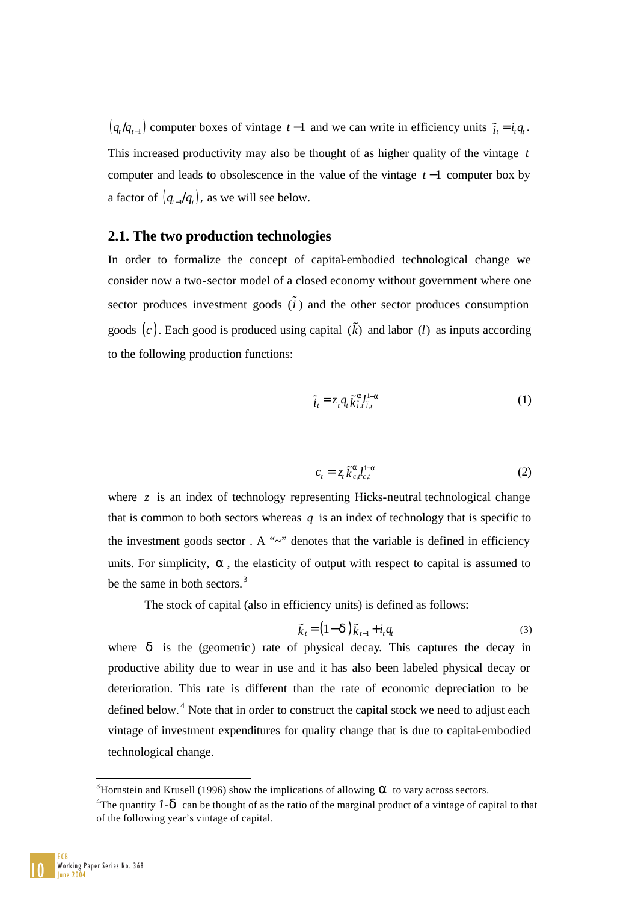$(q_t/q_{t-1})$ computer boxes of vintage $t-1$ and we can write in efficiency units $\tilde{i}_t = i_t q_t$. This increased productivity may also be thought of as higher quality of the vintage $t$ computer and leads to obsolescence in the value of the vintage $t-1$ computer box by a factor of $(q_{t-1}/q_t)$, as we will see below.

## 2.1. The two production technologies

In order to formalize the concept of capital-embodied technological change we consider now a two-sector model of a closed economy without government where one sector produces investment goods $(\tilde{i})$ and the other sector produces consumption goods $(c)$. Each good is produced using capital $(\tilde{k})$ and labor $(l)$ as inputs according to the following production functions:

$$\tilde{i}_t = z_t q_t \tilde{k}_{i,t}^{\alpha} l_{i,t}^{1-\alpha} \tag{1}$$

$$c_t = z_t \tilde{k}_{c,t}^{\alpha} l_{c,t}^{1-\alpha} \tag{2}$$

where $z$ is an index of technology representing Hicks-neutral technological change that is common to both sectors whereas $q$ is an index of technology that is specific to the investment goods sector . A "~" denotes that the variable is defined in efficiency units. For simplicity, $\alpha$, the elasticity of output with respect to capital is assumed to be the same in both sectors.[3]

The stock of capital (also in efficiency units) is defined as follows:

$$\tilde{k}_t = (1-\delta)\tilde{k}_{t-1} + i_t q_t \tag{3}$$

where $\delta$ is the (geometric) rate of physical decay. This captures the decay in productive ability due to wear in use and it has also been labeled physical decay or deterioration. This rate is different than the rate of economic depreciation to be defined below.[4] Note that in order to construct the capital stock we need to adjust each vintage of investment expenditures for quality change that is due to capital-embodied technological change.

---

[3] Hornstein and Krusell (1996) show the implications of allowing $\alpha$ to vary across sectors.

[4] The quantity $1-\delta$ can be thought of as the ratio of the marginal product of a vintage of capital to that of the following year's vintage of capital.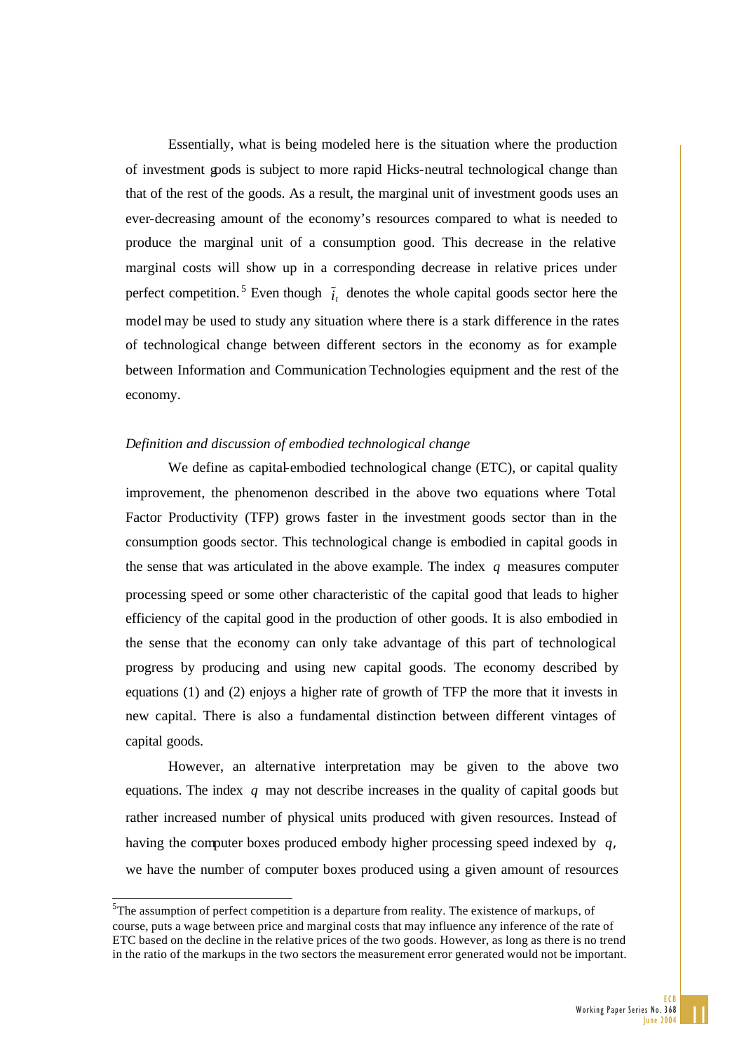Essentially, what is being modeled here is the situation where the production of investment goods is subject to more rapid Hicks-neutral technological change than that of the rest of the goods. As a result, the marginal unit of investment goods uses an ever-decreasing amount of the economy's resources compared to what is needed to produce the marginal unit of a consumption good. This decrease in the relative marginal costs will show up in a corresponding decrease in relative prices under perfect competition.[5] Even though $\tilde{i}_t$ denotes the whole capital goods sector here the model may be used to study any situation where there is a stark difference in the rates of technological change between different sectors in the economy as for example between Information and Communication Technologies equipment and the rest of the economy.

*Definition and discussion of embodied technological change*

We define as capital-embodied technological change (ETC), or capital quality improvement, the phenomenon described in the above two equations where Total Factor Productivity (TFP) grows faster in the investment goods sector than in the consumption goods sector. This technological change is embodied in capital goods in the sense that was articulated in the above example. The index $q$ measures computer processing speed or some other characteristic of the capital good that leads to higher efficiency of the capital good in the production of other goods. It is also embodied in the sense that the economy can only take advantage of this part of technological progress by producing and using new capital goods. The economy described by equations (1) and (2) enjoys a higher rate of growth of TFP the more that it invests in new capital. There is also a fundamental distinction between different vintages of capital goods.

However, an alternative interpretation may be given to the above two equations. The index $q$ may not describe increases in the quality of capital goods but rather increased number of physical units produced with given resources. Instead of having the computer boxes produced embody higher processing speed indexed by $q$, we have the number of computer boxes produced using a given amount of resources

[5] The assumption of perfect competition is a departure from reality. The existence of markups, of course, puts a wage between price and marginal costs that may influence any inference of the rate of ETC based on the decline in the relative prices of the two goods. However, as long as there is no trend in the ratio of the markups in the two sectors the measurement error generated would not be important.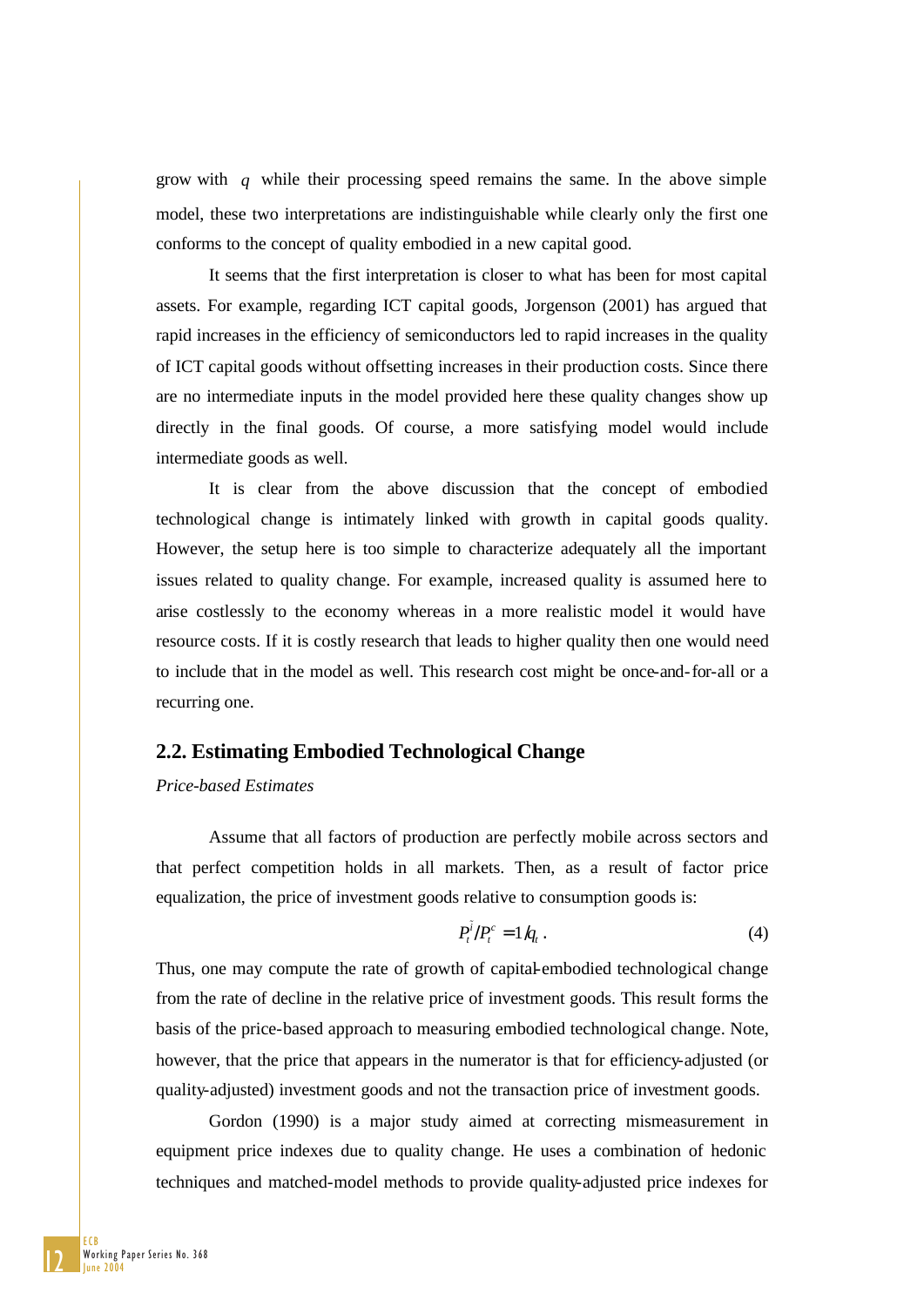grow with $q$ while their processing speed remains the same. In the above simple model, these two interpretations are indistinguishable while clearly only the first one conforms to the concept of quality embodied in a new capital good.

It seems that the first interpretation is closer to what has been for most capital assets. For example, regarding ICT capital goods, Jorgenson (2001) has argued that rapid increases in the efficiency of semiconductors led to rapid increases in the quality of ICT capital goods without offsetting increases in their production costs. Since there are no intermediate inputs in the model provided here these quality changes show up directly in the final goods. Of course, a more satisfying model would include intermediate goods as well.

It is clear from the above discussion that the concept of embodied technological change is intimately linked with growth in capital goods quality. However, the setup here is too simple to characterize adequately all the important issues related to quality change. For example, increased quality is assumed here to arise costlessly to the economy whereas in a more realistic model it would have resource costs. If it is costly research that leads to higher quality then one would need to include that in the model as well. This research cost might be once-and-for-all or a recurring one.

## 2.2. Estimating Embodied Technological Change

*Price-based Estimates*

Assume that all factors of production are perfectly mobile across sectors and that perfect competition holds in all markets. Then, as a result of factor price equalization, the price of investment goods relative to consumption goods is:

$$P_t^{\tilde{i}}/P_t^c = 1/q_t . \tag{4}$$

Thus, one may compute the rate of growth of capital-embodied technological change from the rate of decline in the relative price of investment goods. This result forms the basis of the price-based approach to measuring embodied technological change. Note, however, that the price that appears in the numerator is that for efficiency-adjusted (or quality-adjusted) investment goods and not the transaction price of investment goods.

Gordon (1990) is a major study aimed at correcting mismeasurement in equipment price indexes due to quality change. He uses a combination of hedonic techniques and matched-model methods to provide quality-adjusted price indexes for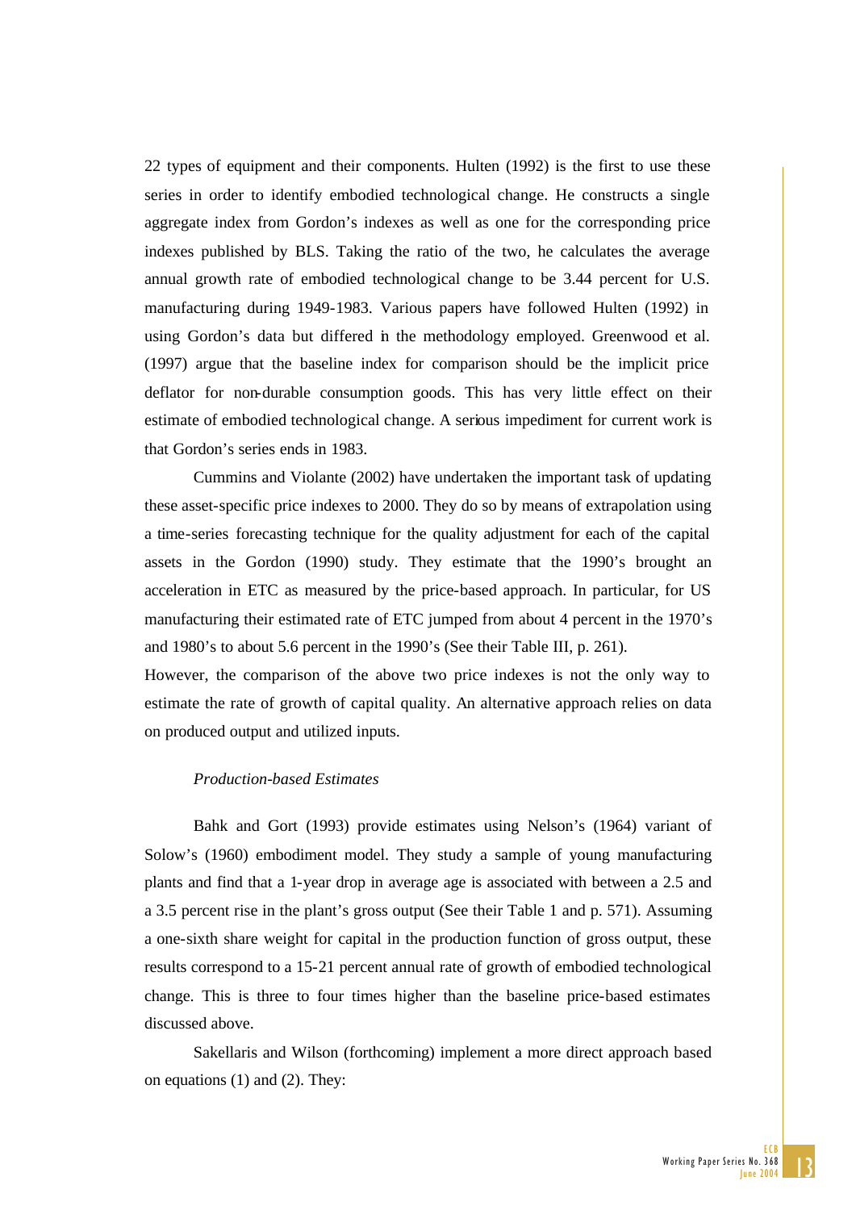22 types of equipment and their components. Hulten (1992) is the first to use these series in order to identify embodied technological change. He constructs a single aggregate index from Gordon's indexes as well as one for the corresponding price indexes published by BLS. Taking the ratio of the two, he calculates the average annual growth rate of embodied technological change to be 3.44 percent for U.S. manufacturing during 1949-1983. Various papers have followed Hulten (1992) in using Gordon's data but differed in the methodology employed. Greenwood et al. (1997) argue that the baseline index for comparison should be the implicit price deflator for non-durable consumption goods. This has very little effect on their estimate of embodied technological change. A serious impediment for current work is that Gordon's series ends in 1983.

Cummins and Violante (2002) have undertaken the important task of updating these asset-specific price indexes to 2000. They do so by means of extrapolation using a time-series forecasting technique for the quality adjustment for each of the capital assets in the Gordon (1990) study. They estimate that the 1990's brought an acceleration in ETC as measured by the price-based approach. In particular, for US manufacturing their estimated rate of ETC jumped from about 4 percent in the 1970's and 1980's to about 5.6 percent in the 1990's (See their Table III, p. 261).

However, the comparison of the above two price indexes is not the only way to estimate the rate of growth of capital quality. An alternative approach relies on data on produced output and utilized inputs.

*Production-based Estimates*

Bahk and Gort (1993) provide estimates using Nelson's (1964) variant of Solow's (1960) embodiment model. They study a sample of young manufacturing plants and find that a 1-year drop in average age is associated with between a 2.5 and a 3.5 percent rise in the plant's gross output (See their Table 1 and p. 571). Assuming a one-sixth share weight for capital in the production function of gross output, these results correspond to a 15-21 percent annual rate of growth of embodied technological change. This is three to four times higher than the baseline price-based estimates discussed above.

Sakellaris and Wilson (forthcoming) implement a more direct approach based on equations (1) and (2). They: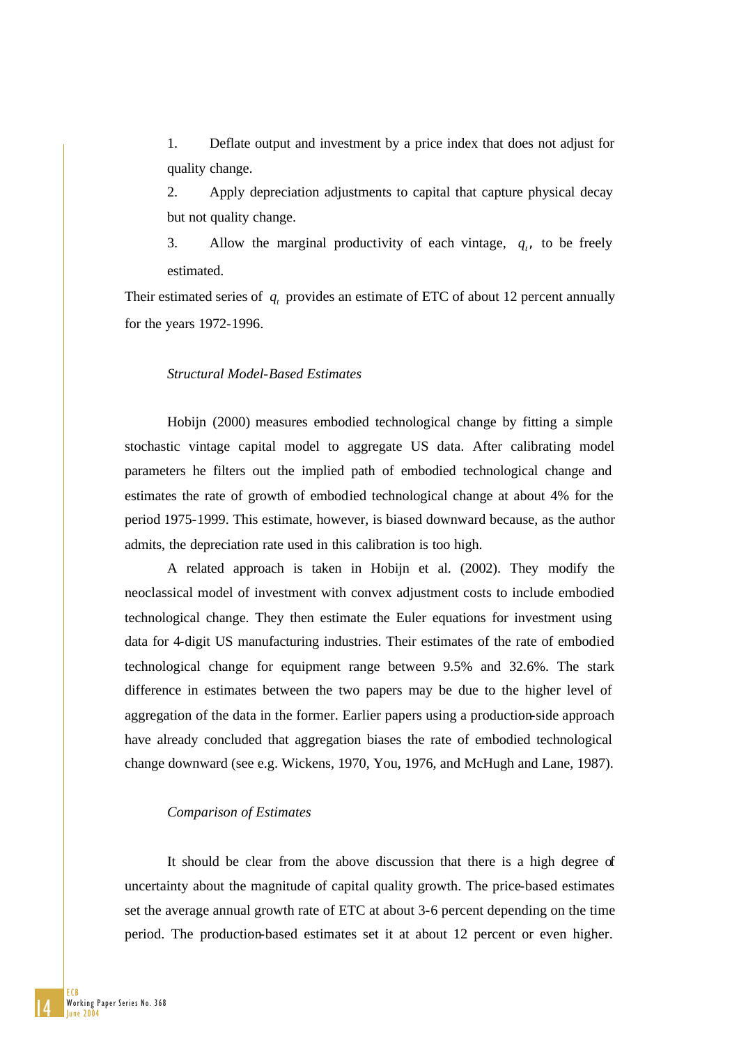1. Deflate output and investment by a price index that does not adjust for quality change.

2. Apply depreciation adjustments to capital that capture physical decay but not quality change.

3. Allow the marginal productivity of each vintage, $q_t$, to be freely estimated.

Their estimated series of $q_t$ provides an estimate of ETC of about 12 percent annually for the years 1972-1996.

*Structural Model-Based Estimates*

Hobijn (2000) measures embodied technological change by fitting a simple stochastic vintage capital model to aggregate US data. After calibrating model parameters he filters out the implied path of embodied technological change and estimates the rate of growth of embodied technological change at about 4% for the period 1975-1999. This estimate, however, is biased downward because, as the author admits, the depreciation rate used in this calibration is too high.

A related approach is taken in Hobijn et al. (2002). They modify the neoclassical model of investment with convex adjustment costs to include embodied technological change. They then estimate the Euler equations for investment using data for 4-digit US manufacturing industries. Their estimates of the rate of embodied technological change for equipment range between 9.5% and 32.6%. The stark difference in estimates between the two papers may be due to the higher level of aggregation of the data in the former. Earlier papers using a production-side approach have already concluded that aggregation biases the rate of embodied technological change downward (see e.g. Wickens, 1970, You, 1976, and McHugh and Lane, 1987).

*Comparison of Estimates*

It should be clear from the above discussion that there is a high degree of uncertainty about the magnitude of capital quality growth. The price-based estimates set the average annual growth rate of ETC at about 3-6 percent depending on the time period. The production-based estimates set it at about 12 percent or even higher.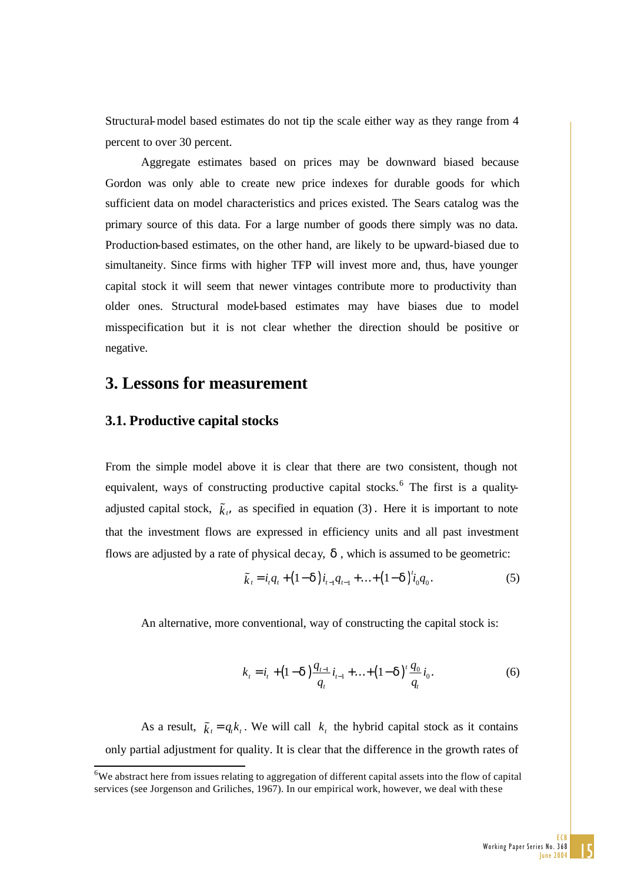Structural-model based estimates do not tip the scale either way as they range from 4 percent to over 30 percent.

Aggregate estimates based on prices may be downward biased because Gordon was only able to create new price indexes for durable goods for which sufficient data on model characteristics and prices existed. The Sears catalog was the primary source of this data. For a large number of goods there simply was no data. Production-based estimates, on the other hand, are likely to be upward-biased due to simultaneity. Since firms with higher TFP will invest more and, thus, have younger capital stock it will seem that newer vintages contribute more to productivity than older ones. Structural model-based estimates may have biases due to model misspecification but it is not clear whether the direction should be positive or negative.

## 3. Lessons for measurement

### 3.1. Productive capital stocks

From the simple model above it is clear that there are two consistent, though not equivalent, ways of constructing productive capital stocks.[6] The first is a quality-adjusted capital stock, $\tilde{k}_t$, as specified in equation (3). Here it is important to note that the investment flows are expressed in efficiency units and all past investment flows are adjusted by a rate of physical decay, $\delta$, which is assumed to be geometric:

$$\tilde{k}_t = i_t q_t + (1-\delta)\, i_{t-1} q_{t-1} + \ldots + (1-\delta)^t i_0 q_0 . \tag{5}$$

An alternative, more conventional, way of constructing the capital stock is:

$$k_t = i_t + (1-\delta)\frac{q_{t-1}}{q_t} i_{t-1} + \ldots + (1-\delta)^t \frac{q_0}{q_t} i_0 . \tag{6}$$

As a result, $\tilde{k}_t = q_t k_t$. We will call $k_t$ the hybrid capital stock as it contains only partial adjustment for quality. It is clear that the difference in the growth rates of

[6] We abstract here from issues relating to aggregation of different capital assets into the flow of capital services (see Jorgenson and Griliches, 1967). In our empirical work, however, we deal with these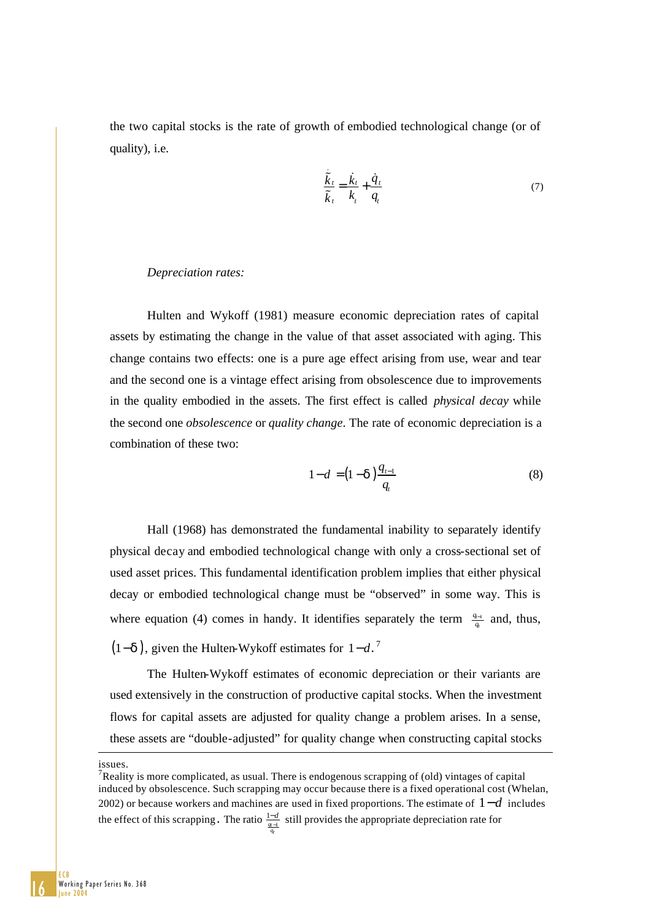the two capital stocks is the rate of growth of embodied technological change (or of quality), i.e.

$$\frac{\dot{\tilde{k}}_t}{\tilde{k}_t} = \frac{\dot{k}_t}{k_t} + \frac{\dot{q}_t}{q_t} \tag{7}$$

*Depreciation rates:*

Hulten and Wykoff (1981) measure economic depreciation rates of capital assets by estimating the change in the value of that asset associated with aging. This change contains two effects: one is a pure age effect arising from use, wear and tear and the second one is a vintage effect arising from obsolescence due to improvements in the quality embodied in the assets. The first effect is called *physical decay* while the second one *obsolescence* or *quality change*. The rate of economic depreciation is a combination of these two:

$$1 - d = (1 - \delta)\frac{q_{t-1}}{q_t} \tag{8}$$

Hall (1968) has demonstrated the fundamental inability to separately identify physical decay and embodied technological change with only a cross-sectional set of used asset prices. This fundamental identification problem implies that either physical decay or embodied technological change must be "observed" in some way. This is where equation (4) comes in handy. It identifies separately the term $\frac{q_{t-1}}{q_t}$ and, thus, $(1-\delta)$, given the Hulten-Wykoff estimates for $1-d$.[7]

The Hulten-Wykoff estimates of economic depreciation or their variants are used extensively in the construction of productive capital stocks. When the investment flows for capital assets are adjusted for quality change a problem arises. In a sense, these assets are "double-adjusted" for quality change when constructing capital stocks

---

issues.

[7] Reality is more complicated, as usual. There is endogenous scrapping of (old) vintages of capital induced by obsolescence. Such scrapping may occur because there is a fixed operational cost (Whelan, 2002) or because workers and machines are used in fixed proportions. The estimate of $1-d$ includes the effect of this scrapping. The ratio $\frac{1-d}{\frac{q_{t-1}}{q_t}}$ still provides the appropriate depreciation rate for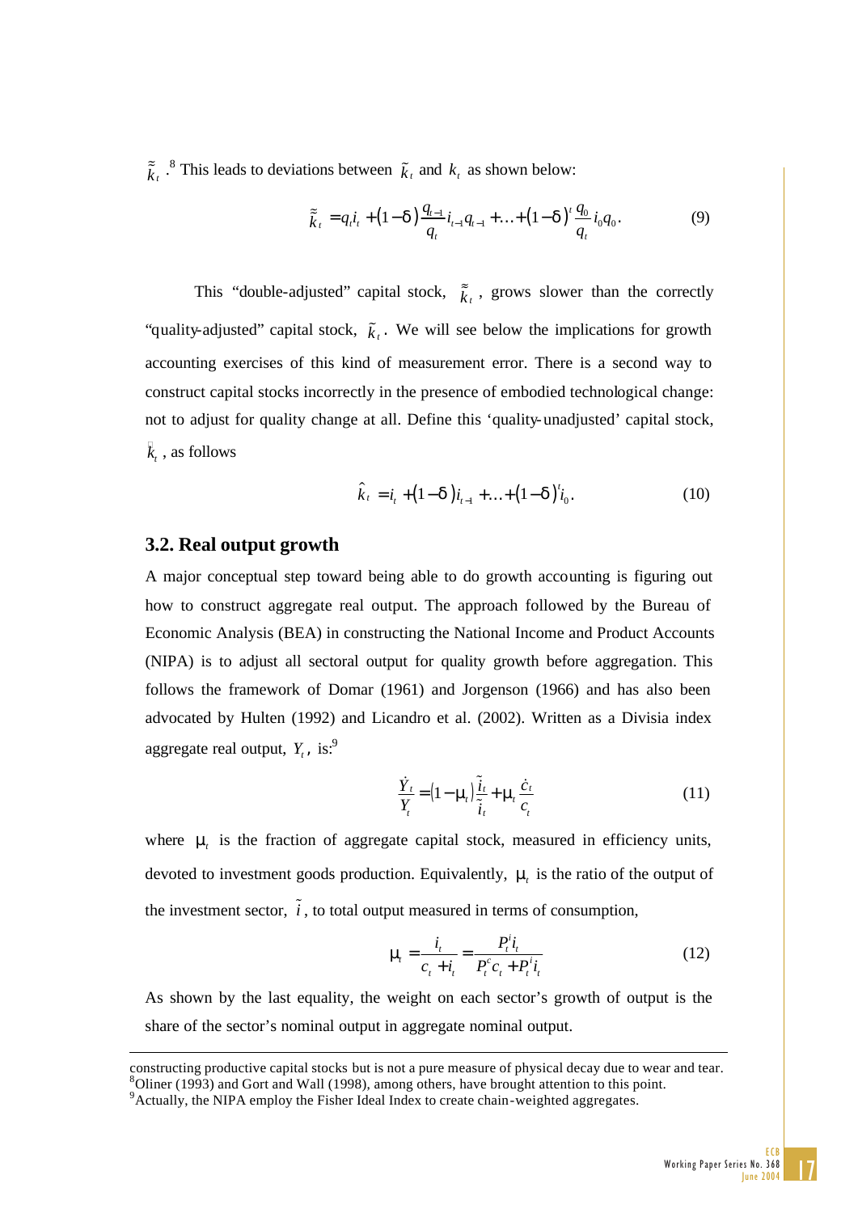$\tilde{\tilde{k}}_t$.[8] This leads to deviations between $\tilde{k}_t$ and $k_t$ as shown below:

$$\tilde{\tilde{k}}_t = q_t i_t + (1-\delta)\frac{q_{t-1}}{q_t} i_{t-1} q_{t-1} + \ldots + (1-\delta)^t \frac{q_0}{q_t} i_0 q_0. \tag{9}$$

This "double-adjusted" capital stock, $\tilde{\tilde{k}}_t$, grows slower than the correctly "quality-adjusted" capital stock, $\tilde{k}_t$. We will see below the implications for growth accounting exercises of this kind of measurement error. There is a second way to construct capital stocks incorrectly in the presence of embodied technological change: not to adjust for quality change at all. Define this 'quality-unadjusted' capital stock, $\hat{k}_t$, as follows

$$\hat{k}_t = i_t + (1-\delta) i_{t-1} + \ldots + (1-\delta)^t i_0. \tag{10}$$

## 3.2. Real output growth

A major conceptual step toward being able to do growth accounting is figuring out how to construct aggregate real output. The approach followed by the Bureau of Economic Analysis (BEA) in constructing the National Income and Product Accounts (NIPA) is to adjust all sectoral output for quality growth before aggregation. This follows the framework of Domar (1961) and Jorgenson (1966) and has also been advocated by Hulten (1992) and Licandro et al. (2002). Written as a Divisia index aggregate real output, $Y_t$, is:[9]

$$\frac{\dot{Y}_t}{Y_t} = (1-\mu_t)\frac{\dot{\tilde{i}}_t}{\tilde{i}_t} + \mu_t \frac{\dot{c}_t}{c_t} \tag{11}$$

where $\mu_t$ is the fraction of aggregate capital stock, measured in efficiency units, devoted to investment goods production. Equivalently, $\mu_t$ is the ratio of the output of the investment sector, $\tilde{i}$, to total output measured in terms of consumption,

$$\mu_t = \frac{i_t}{c_t + i_t} = \frac{P_t^i i_t}{P_t^c c_t + P_t^i i_t} \tag{12}$$

As shown by the last equality, the weight on each sector's growth of output is the share of the sector's nominal output in aggregate nominal output.

---

constructing productive capital stocks but is not a pure measure of physical decay due to wear and tear.

[8] Oliner (1993) and Gort and Wall (1998), among others, have brought attention to this point.

[9] Actually, the NIPA employ the Fisher Ideal Index to create chain-weighted aggregates.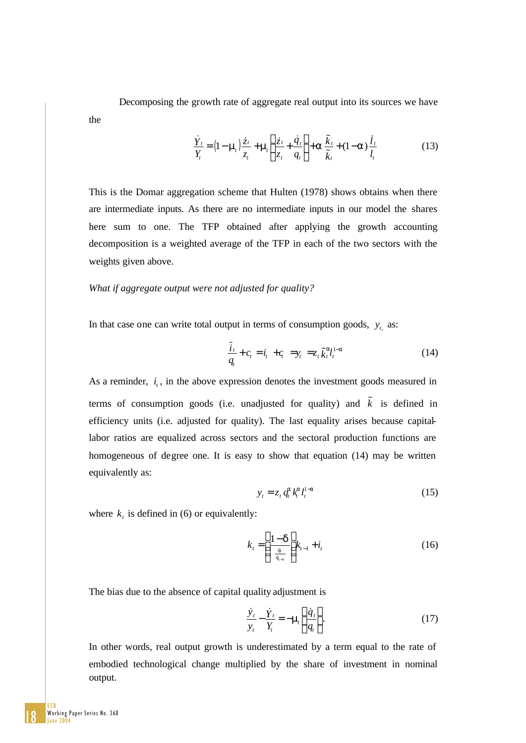Decomposing the growth rate of aggregate real output into its sources we have the

$$\frac{\dot{Y}_t}{Y_t} = (1-\mu_t)\frac{\dot{z}_t}{z_t} + \mu_t\left(\frac{\dot{z}_t}{z_t} + \frac{\dot{q}_t}{q_t}\right) + \alpha\,\frac{\dot{\tilde{k}}_t}{\tilde{k}_t} + (1-\alpha)\frac{\dot{l}_t}{l_t} \tag{13}$$

This is the Domar aggregation scheme that Hulten (1978) shows obtains when there are intermediate inputs. As there are no intermediate inputs in our model the shares here sum to one. The TFP obtained after applying the growth accounting decomposition is a weighted average of the TFP in each of the two sectors with the weights given above.

*What if aggregate output were not adjusted for quality?*

In that case one can write total output in terms of consumption goods, $y_t$, as:

$$\frac{\tilde{i}_t}{q_t} + c_t = i_t + c_t = y_t = z_t \tilde{k}_t^{\alpha} l_t^{1-\alpha} \tag{14}$$

As a reminder, $i_t$, in the above expression denotes the investment goods measured in terms of consumption goods (i.e. unadjusted for quality) and $\tilde{k}$ is defined in efficiency units (i.e. adjusted for quality). The last equality arises because capital-labor ratios are equalized across sectors and the sectoral production functions are homogeneous of degree one. It is easy to show that equation (14) may be written equivalently as:

$$y_t = z_t q_t^{\alpha} k_t^{\alpha} l_t^{1-\alpha} \tag{15}$$

where $k_t$ is defined in (6) or equivalently:

$$k_t = \left(\frac{1-\delta}{\frac{q_t}{q_{t-1}}}\right)k_{t-1} + i_t \tag{16}$$

The bias due to the absence of capital quality adjustment is

$$\frac{\dot{y}_t}{y_t} - \frac{\dot{Y}_t}{Y_t} = -\mu_t\left(\frac{\dot{q}_t}{q_t}\right). \tag{17}$$

In other words, real output growth is underestimated by a term equal to the rate of embodied technological change multiplied by the share of investment in nominal output.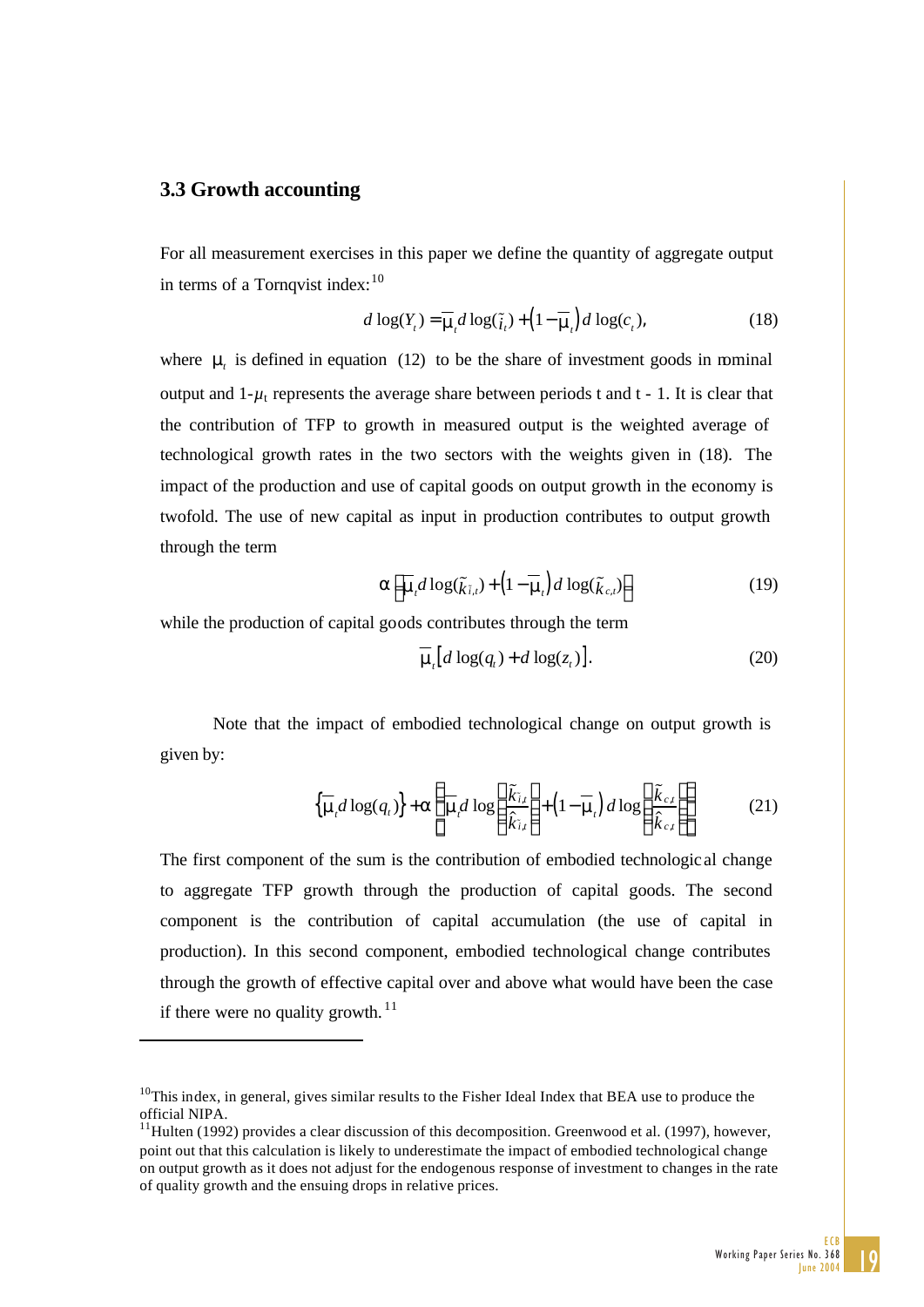### 3.3 Growth accounting

For all measurement exercises in this paper we define the quantity of aggregate output in terms of a Tornqvist index:[10]

$$d\log(Y_t) = \overline{\mu}_t d\log(\tilde{i}_t) + \left(1-\overline{\mu}_t\right) d\log(c_t), \tag{18}$$

where $\mu_t$ is defined in equation (12) to be the share of investment goods in nominal output and 1-$\mu_t$ represents the average share between periods t and t - 1. It is clear that the contribution of TFP to growth in measured output is the weighted average of technological growth rates in the two sectors with the weights given in (18). The impact of the production and use of capital goods on output growth in the economy is twofold. The use of new capital as input in production contributes to output growth through the term

$$\alpha\left[\overline{\mu}_t d\log(\tilde{k}_{i,t}) + \left(1-\overline{\mu}_t\right) d\log(\tilde{k}_{c,t})\right] \tag{19}$$

while the production of capital goods contributes through the term

$$\overline{\mu}_t\left[d\log(q_t) + d\log(z_t)\right]. \tag{20}$$

Note that the impact of embodied technological change on output growth is given by:

$$\left\{\overline{\mu}_t d\log(q_t)\right\} + \alpha\left\{\overline{\mu}_t d\log\left(\frac{\tilde{k}_{i,t}}{\hat{k}_{i,t}}\right) + \left(1-\overline{\mu}_t\right) d\log\left(\frac{\tilde{k}_{c,t}}{\hat{k}_{c,t}}\right)\right\} \tag{21}$$

The first component of the sum is the contribution of embodied technological change to aggregate TFP growth through the production of capital goods. The second component is the contribution of capital accumulation (the use of capital in production). In this second component, embodied technological change contributes through the growth of effective capital over and above what would have been the case if there were no quality growth.[11]

---

[10] This index, in general, gives similar results to the Fisher Ideal Index that BEA use to produce the official NIPA.

[11] Hulten (1992) provides a clear discussion of this decomposition. Greenwood et al. (1997), however, point out that this calculation is likely to underestimate the impact of embodied technological change on output growth as it does not adjust for the endogenous response of investment to changes in the rate of quality growth and the ensuing drops in relative prices.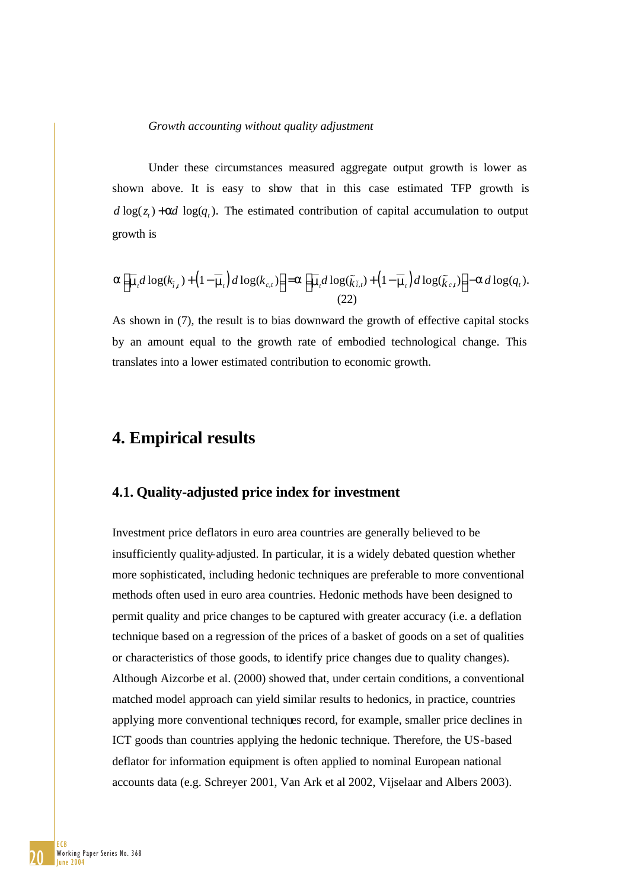*Growth accounting without quality adjustment*

Under these circumstances measured aggregate output growth is lower as shown above. It is easy to show that in this case estimated TFP growth is $d\log(z_t) + \alpha d\log(q_t)$. The estimated contribution of capital accumulation to output growth is

$$\alpha\left[\overline{\mu}_t d\log(k_{i,t}) + \left(1-\overline{\mu}_t\right) d\log(k_{c,t})\right] = \alpha\left[\overline{\mu}_t d\log(\tilde{k}_{i,t}) + \left(1-\overline{\mu}_t\right) d\log(\tilde{k}_{c,t})\right] - \alpha\, d\log(q_t). \tag{22}$$

As shown in (7), the result is to bias downward the growth of effective capital stocks by an amount equal to the growth rate of embodied technological change. This translates into a lower estimated contribution to economic growth.

# 4. Empirical results

## 4.1. Quality-adjusted price index for investment

Investment price deflators in euro area countries are generally believed to be insufficiently quality-adjusted. In particular, it is a widely debated question whether more sophisticated, including hedonic techniques are preferable to more conventional methods often used in euro area countries. Hedonic methods have been designed to permit quality and price changes to be captured with greater accuracy (i.e. a deflation technique based on a regression of the prices of a basket of goods on a set of qualities or characteristics of those goods, to identify price changes due to quality changes). Although Aizcorbe et al. (2000) showed that, under certain conditions, a conventional matched model approach can yield similar results to hedonics, in practice, countries applying more conventional techniques record, for example, smaller price declines in ICT goods than countries applying the hedonic technique. Therefore, the US-based deflator for information equipment is often applied to nominal European national accounts data (e.g. Schreyer 2001, Van Ark et al 2002, Vijselaar and Albers 2003).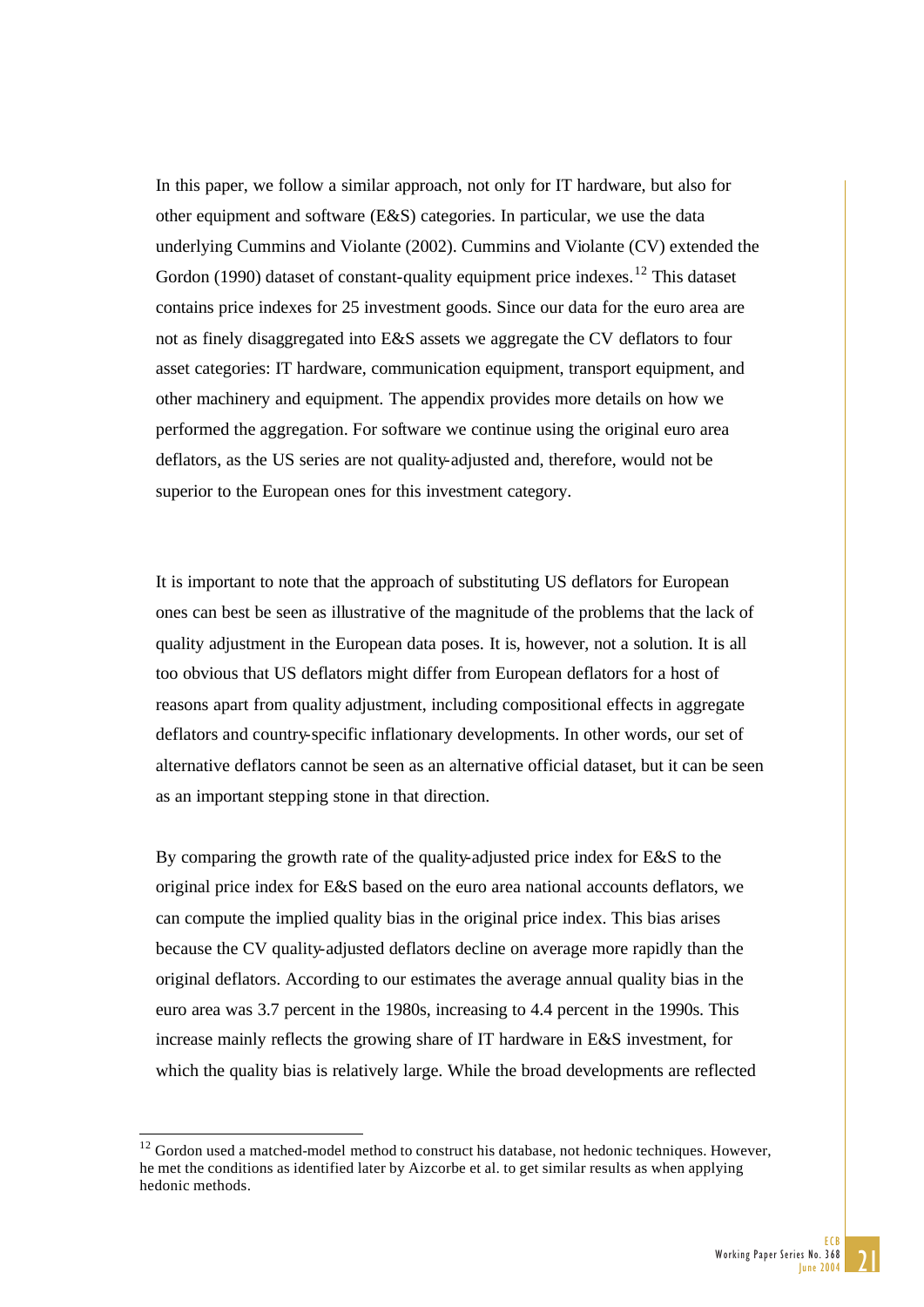In this paper, we follow a similar approach, not only for IT hardware, but also for other equipment and software (E&S) categories. In particular, we use the data underlying Cummins and Violante (2002). Cummins and Violante (CV) extended the Gordon (1990) dataset of constant-quality equipment price indexes.[12] This dataset contains price indexes for 25 investment goods. Since our data for the euro area are not as finely disaggregated into E&S assets we aggregate the CV deflators to four asset categories: IT hardware, communication equipment, transport equipment, and other machinery and equipment. The appendix provides more details on how we performed the aggregation. For software we continue using the original euro area deflators, as the US series are not quality-adjusted and, therefore, would not be superior to the European ones for this investment category.

It is important to note that the approach of substituting US deflators for European ones can best be seen as illustrative of the magnitude of the problems that the lack of quality adjustment in the European data poses. It is, however, not a solution. It is all too obvious that US deflators might differ from European deflators for a host of reasons apart from quality adjustment, including compositional effects in aggregate deflators and country-specific inflationary developments. In other words, our set of alternative deflators cannot be seen as an alternative official dataset, but it can be seen as an important stepping stone in that direction.

By comparing the growth rate of the quality-adjusted price index for E&S to the original price index for E&S based on the euro area national accounts deflators, we can compute the implied quality bias in the original price index. This bias arises because the CV quality-adjusted deflators decline on average more rapidly than the original deflators. According to our estimates the average annual quality bias in the euro area was 3.7 percent in the 1980s, increasing to 4.4 percent in the 1990s. This increase mainly reflects the growing share of IT hardware in E&S investment, for which the quality bias is relatively large. While the broad developments are reflected

[12] Gordon used a matched-model method to construct his database, not hedonic techniques. However, he met the conditions as identified later by Aizcorbe et al. to get similar results as when applying hedonic methods.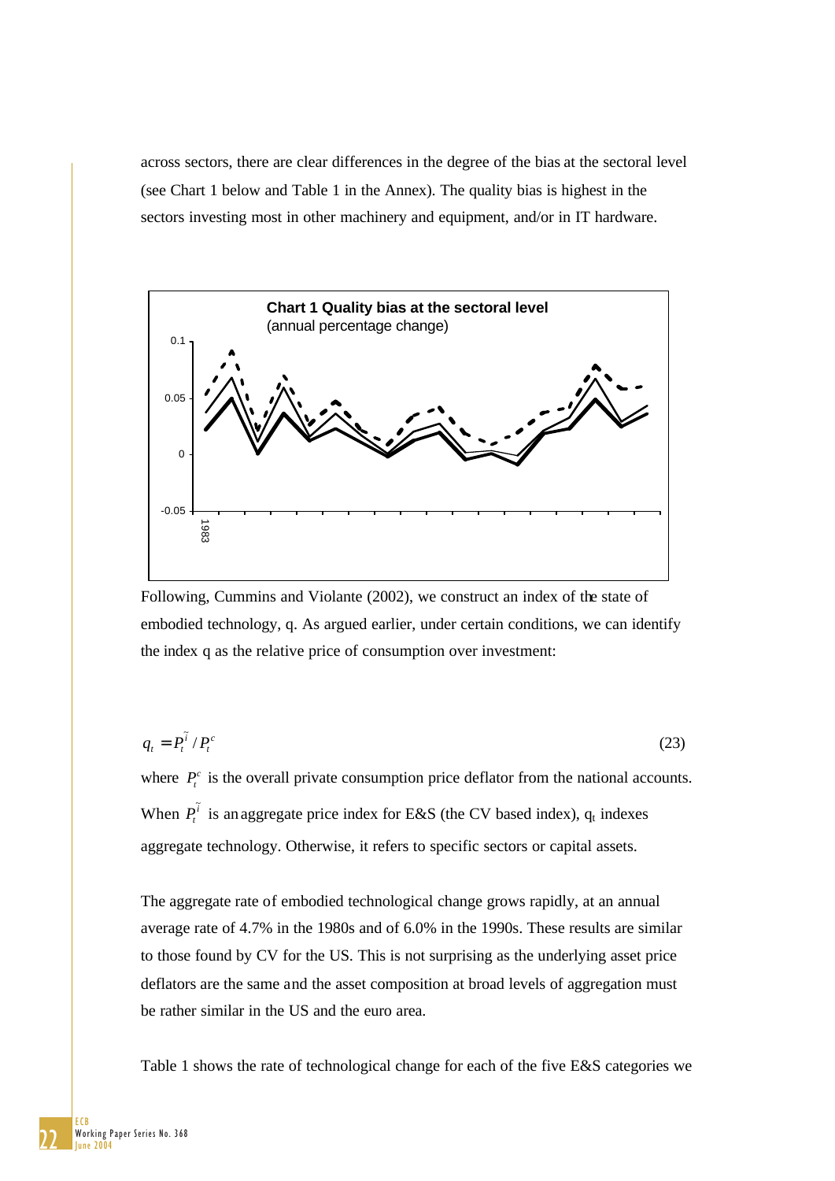across sectors, there are clear differences in the degree of the bias at the sectoral level (see Chart 1 below and Table 1 in the Annex). The quality bias is highest in the sectors investing most in other machinery and equipment, and/or in IT hardware.

**Chart 1 Quality bias at the sectoral level**
(annual percentage change)

Following, Cummins and Violante (2002), we construct an index of the state of embodied technology, q. As argued earlier, under certain conditions, we can identify the index q as the relative price of consumption over investment:

$$q_t = P_t^{\tilde{i}} / P_t^c \tag{23}$$

where $P_t^c$ is the overall private consumption price deflator from the national accounts. When $P_t^{\tilde{i}}$ is an aggregate price index for E&S (the CV based index), $q_t$ indexes aggregate technology. Otherwise, it refers to specific sectors or capital assets.

The aggregate rate of embodied technological change grows rapidly, at an annual average rate of 4.7% in the 1980s and of 6.0% in the 1990s. These results are similar to those found by CV for the US. This is not surprising as the underlying asset price deflators are the same and the asset composition at broad levels of aggregation must be rather similar in the US and the euro area.

Table 1 shows the rate of technological change for each of the five E&S categories we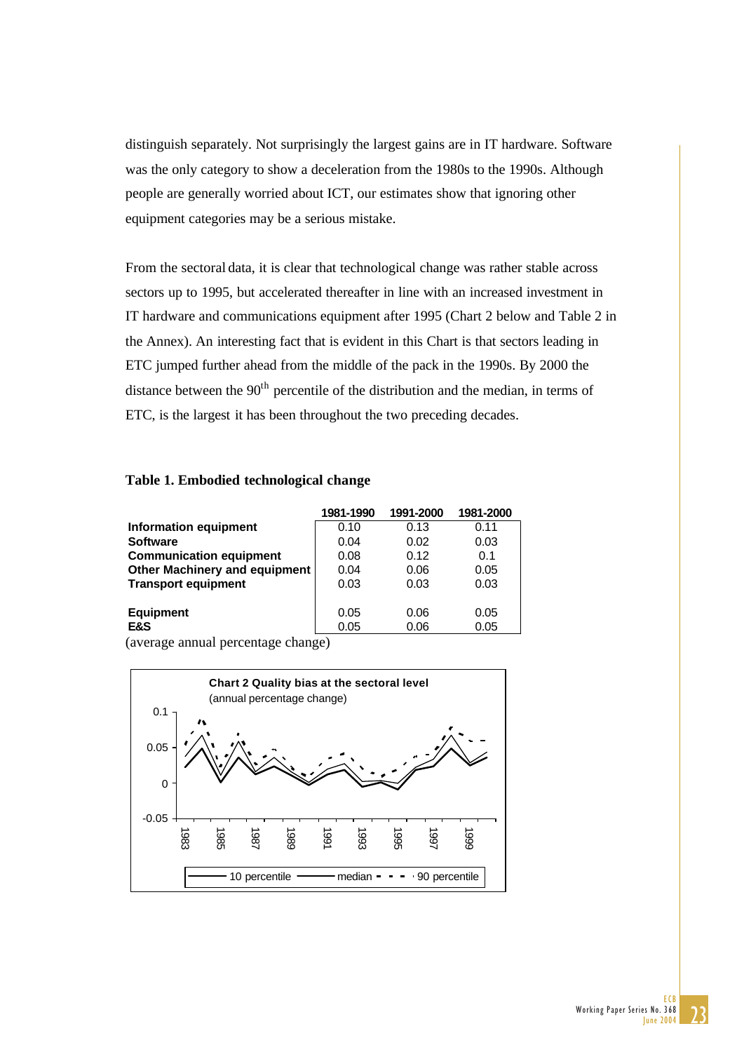distinguish separately. Not surprisingly the largest gains are in IT hardware. Software was the only category to show a deceleration from the 1980s to the 1990s. Although people are generally worried about ICT, our estimates show that ignoring other equipment categories may be a serious mistake.

From the sectoral data, it is clear that technological change was rather stable across sectors up to 1995, but accelerated thereafter in line with an increased investment in IT hardware and communications equipment after 1995 (Chart 2 below and Table 2 in the Annex). An interesting fact that is evident in this Chart is that sectors leading in ETC jumped further ahead from the middle of the pack in the 1990s. By 2000 the distance between the 90th percentile of the distribution and the median, in terms of ETC, is the largest it has been throughout the two preceding decades.

**Table 1. Embodied technological change**

| | 1981-1990 | 1991-2000 | 1981-2000 |
|---|---|---|---|
| **Information equipment** | 0.10 | 0.13 | 0.11 |
| **Software** | 0.04 | 0.02 | 0.03 |
| **Communication equipment** | 0.08 | 0.12 | 0.1 |
| **Other Machinery and equipment** | 0.04 | 0.06 | 0.05 |
| **Transport equipment** | 0.03 | 0.03 | 0.03 |
| | | | |
| **Equipment** | 0.05 | 0.06 | 0.05 |
| **E&S** | 0.05 | 0.06 | 0.05 |

(average annual percentage change)

**Chart 2 Quality bias at the sectoral level**
(annual percentage change)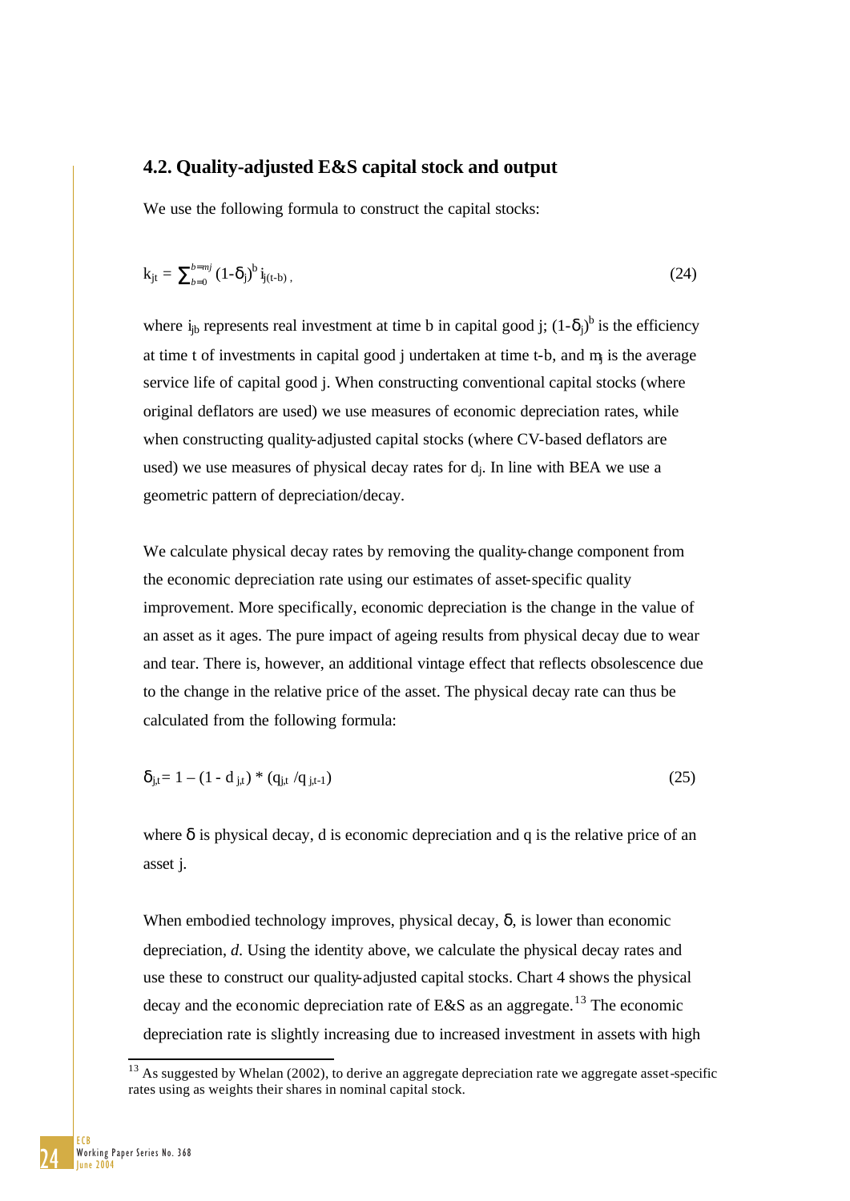### 4.2. Quality-adjusted E&S capital stock and output

We use the following formula to construct the capital stocks:

$$k_{jt} = \sum_{b=0}^{b=mj} (1-\delta_j)^b \, i_{j(t-b)}, \tag{24}$$

where $i_{jb}$ represents real investment at time b in capital good j; $(1-\delta_j)^b$ is the efficiency at time t of investments in capital good j undertaken at time t-b, and $m_j$ is the average service life of capital good j. When constructing conventional capital stocks (where original deflators are used) we use measures of economic depreciation rates, while when constructing quality-adjusted capital stocks (where CV-based deflators are used) we use measures of physical decay rates for $d_j$. In line with BEA we use a geometric pattern of depreciation/decay.

We calculate physical decay rates by removing the quality-change component from the economic depreciation rate using our estimates of asset-specific quality improvement. More specifically, economic depreciation is the change in the value of an asset as it ages. The pure impact of ageing results from physical decay due to wear and tear. There is, however, an additional vintage effect that reflects obsolescence due to the change in the relative price of the asset. The physical decay rate can thus be calculated from the following formula:

$$\delta_{j,t} = 1 - (1 - d_{j,t}) * (q_{j,t} / q_{j,t-1}) \tag{25}$$

where $\delta$ is physical decay, d is economic depreciation and q is the relative price of an asset j.

When embodied technology improves, physical decay, $\delta$, is lower than economic depreciation, *d*. Using the identity above, we calculate the physical decay rates and use these to construct our quality-adjusted capital stocks. Chart 4 shows the physical decay and the economic depreciation rate of E&S as an aggregate.[13] The economic depreciation rate is slightly increasing due to increased investment in assets with high

[13] As suggested by Whelan (2002), to derive an aggregate depreciation rate we aggregate asset-specific rates using as weights their shares in nominal capital stock.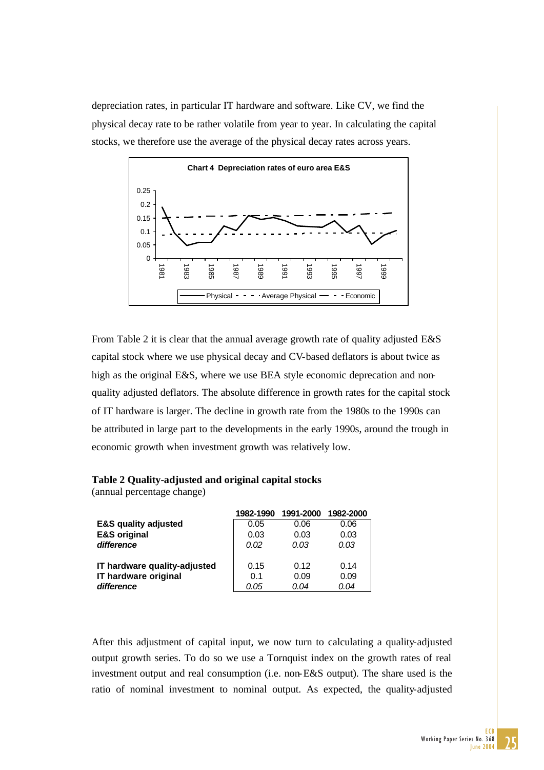depreciation rates, in particular IT hardware and software. Like CV, we find the physical decay rate to be rather volatile from year to year. In calculating the capital stocks, we therefore use the average of the physical decay rates across years.

**Chart 4 Depreciation rates of euro area E&S**

From Table 2 it is clear that the annual average growth rate of quality adjusted E&S capital stock where we use physical decay and CV-based deflators is about twice as high as the original E&S, where we use BEA style economic deprecation and non-quality adjusted deflators. The absolute difference in growth rates for the capital stock of IT hardware is larger. The decline in growth rate from the 1980s to the 1990s can be attributed in large part to the developments in the early 1990s, around the trough in economic growth when investment growth was relatively low.

**Table 2 Quality-adjusted and original capital stocks**
(annual percentage change)

| | 1982-1990 | 1991-2000 | 1982-2000 |
|---|---|---|---|
| **E&S quality adjusted** | 0.05 | 0.06 | 0.06 |
| **E&S original** | 0.03 | 0.03 | 0.03 |
| ***difference*** | *0.02* | *0.03* | *0.03* |
| | | | |
| **IT hardware quality-adjusted** | 0.15 | 0.12 | 0.14 |
| **IT hardware original** | 0.1 | 0.09 | 0.09 |
| ***difference*** | *0.05* | *0.04* | *0.04* |

After this adjustment of capital input, we now turn to calculating a quality-adjusted output growth series. To do so we use a Tornquist index on the growth rates of real investment output and real consumption (i.e. non-E&S output). The share used is the ratio of nominal investment to nominal output. As expected, the quality-adjusted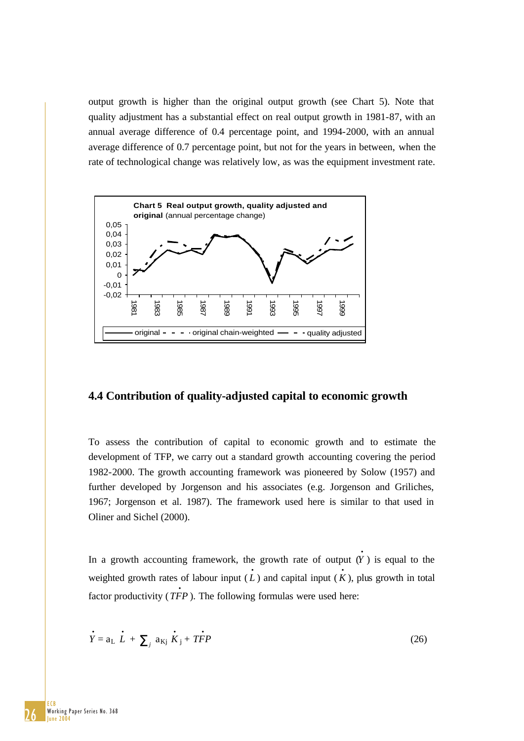output growth is higher than the original output growth (see Chart 5). Note that quality adjustment has a substantial effect on real output growth in 1981-87, with an annual average difference of 0.4 percentage point, and 1994-2000, with an annual average difference of 0.7 percentage point, but not for the years in between, when the rate of technological change was relatively low, as was the equipment investment rate.

**Chart 5 Real output growth, quality adjusted and original** (annual percentage change)

## 4.4 Contribution of quality-adjusted capital to economic growth

To assess the contribution of capital to economic growth and to estimate the development of TFP, we carry out a standard growth accounting covering the period 1982-2000. The growth accounting framework was pioneered by Solow (1957) and further developed by Jorgenson and his associates (e.g. Jorgenson and Griliches, 1967; Jorgenson et al. 1987). The framework used here is similar to that used in Oliner and Sichel (2000).

In a growth accounting framework, the growth rate of output ($\dot{Y}$) is equal to the weighted growth rates of labour input ($\dot{L}$) and capital input ($\dot{K}$), plus growth in total factor productivity ($\dot{TFP}$). The following formulas were used here:

$$\dot{Y} = a_L \, \dot{L} + \sum_j a_{Kj} \, \dot{K}_j + \dot{TFP} \tag{26}$$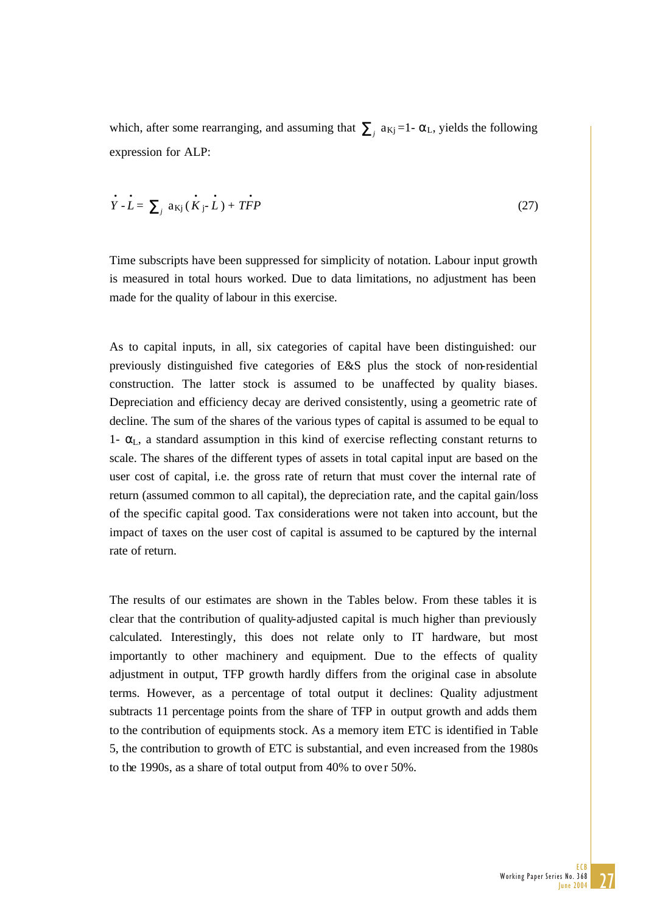which, after some rearranging, and assuming that $\sum_j a_{Kj} = 1 - \alpha_L$, yields the following expression for ALP:

$$\dot{Y} - \dot{L} = \sum_j a_{Kj} (\dot{K}_j - \dot{L}) + \dot{TFP} \tag{27}$$

Time subscripts have been suppressed for simplicity of notation. Labour input growth is measured in total hours worked. Due to data limitations, no adjustment has been made for the quality of labour in this exercise.

As to capital inputs, in all, six categories of capital have been distinguished: our previously distinguished five categories of E&S plus the stock of non-residential construction. The latter stock is assumed to be unaffected by quality biases. Depreciation and efficiency decay are derived consistently, using a geometric rate of decline. The sum of the shares of the various types of capital is assumed to be equal to $1 - \alpha_L$, a standard assumption in this kind of exercise reflecting constant returns to scale. The shares of the different types of assets in total capital input are based on the user cost of capital, i.e. the gross rate of return that must cover the internal rate of return (assumed common to all capital), the depreciation rate, and the capital gain/loss of the specific capital good. Tax considerations were not taken into account, but the impact of taxes on the user cost of capital is assumed to be captured by the internal rate of return.

The results of our estimates are shown in the Tables below. From these tables it is clear that the contribution of quality-adjusted capital is much higher than previously calculated. Interestingly, this does not relate only to IT hardware, but most importantly to other machinery and equipment. Due to the effects of quality adjustment in output, TFP growth hardly differs from the original case in absolute terms. However, as a percentage of total output it declines: Quality adjustment subtracts 11 percentage points from the share of TFP in output growth and adds them to the contribution of equipments stock. As a memory item ETC is identified in Table 5, the contribution to growth of ETC is substantial, and even increased from the 1980s to the 1990s, as a share of total output from 40% to over 50%.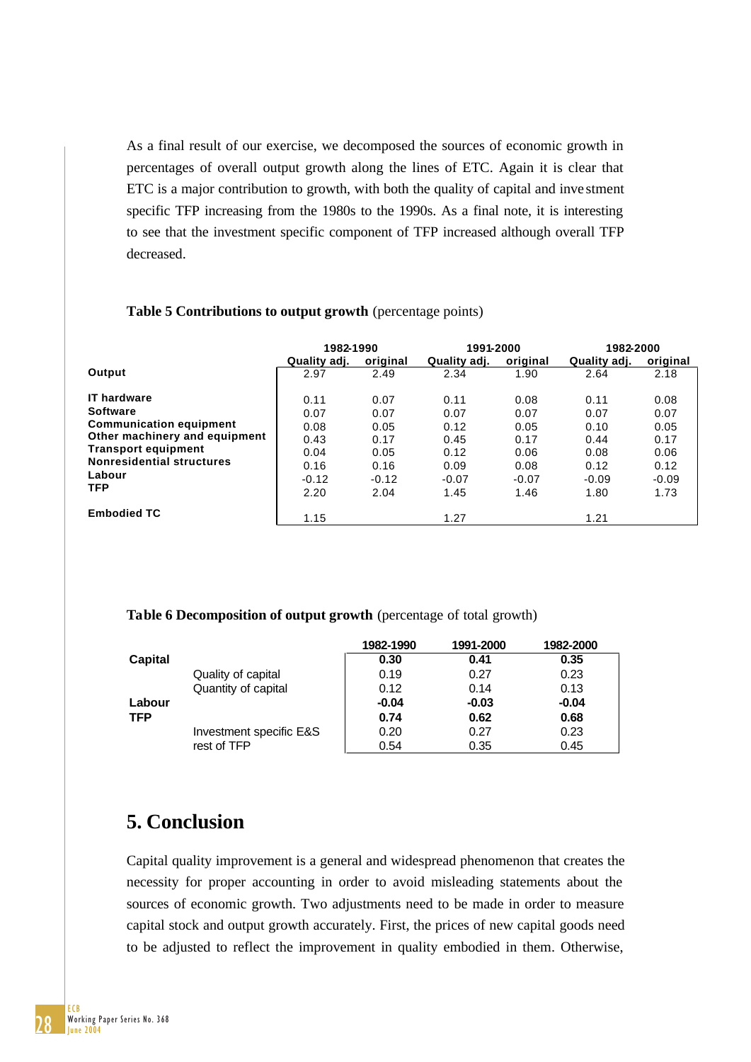As a final result of our exercise, we decomposed the sources of economic growth in percentages of overall output growth along the lines of ETC. Again it is clear that ETC is a major contribution to growth, with both the quality of capital and investment specific TFP increasing from the 1980s to the 1990s. As a final note, it is interesting to see that the investment specific component of TFP increased although overall TFP decreased.

**Table 5 Contributions to output growth** (percentage points)

| | 1982-1990 | | 1991-2000 | | 1982-2000 | |
|---|---|---|---|---|---|---|
| | Quality adj. | original | Quality adj. | original | Quality adj. | original |
| **Output** | 2.97 | 2.49 | 2.34 | 1.90 | 2.64 | 2.18 |
| **IT hardware** | 0.11 | 0.07 | 0.11 | 0.08 | 0.11 | 0.08 |
| **Software** | 0.07 | 0.07 | 0.07 | 0.07 | 0.07 | 0.07 |
| **Communication equipment** | 0.08 | 0.05 | 0.12 | 0.05 | 0.10 | 0.05 |
| **Other machinery and equipment** | 0.43 | 0.17 | 0.45 | 0.17 | 0.44 | 0.17 |
| **Transport equipment** | 0.04 | 0.05 | 0.12 | 0.06 | 0.08 | 0.06 |
| **Nonresidential structures** | 0.16 | 0.16 | 0.09 | 0.08 | 0.12 | 0.12 |
| **Labour** | -0.12 | -0.12 | -0.07 | -0.07 | -0.09 | -0.09 |
| **TFP** | 2.20 | 2.04 | 1.45 | 1.46 | 1.80 | 1.73 |
| **Embodied TC** | 1.15 | | 1.27 | | 1.21 | |

**Table 6 Decomposition of output growth** (percentage of total growth)

| | | 1982-1990 | 1991-2000 | 1982-2000 |
|---|---|---|---|---|
| **Capital** | | **0.30** | **0.41** | **0.35** |
| | Quality of capital | 0.19 | 0.27 | 0.23 |
| | Quantity of capital | 0.12 | 0.14 | 0.13 |
| **Labour** | | **-0.04** | **-0.03** | **-0.04** |
| **TFP** | | **0.74** | **0.62** | **0.68** |
| | Investment specific E&S | 0.20 | 0.27 | 0.23 |
| | rest of TFP | 0.54 | 0.35 | 0.45 |

## 5. Conclusion

Capital quality improvement is a general and widespread phenomenon that creates the necessity for proper accounting in order to avoid misleading statements about the sources of economic growth. Two adjustments need to be made in order to measure capital stock and output growth accurately. First, the prices of new capital goods need to be adjusted to reflect the improvement in quality embodied in them. Otherwise,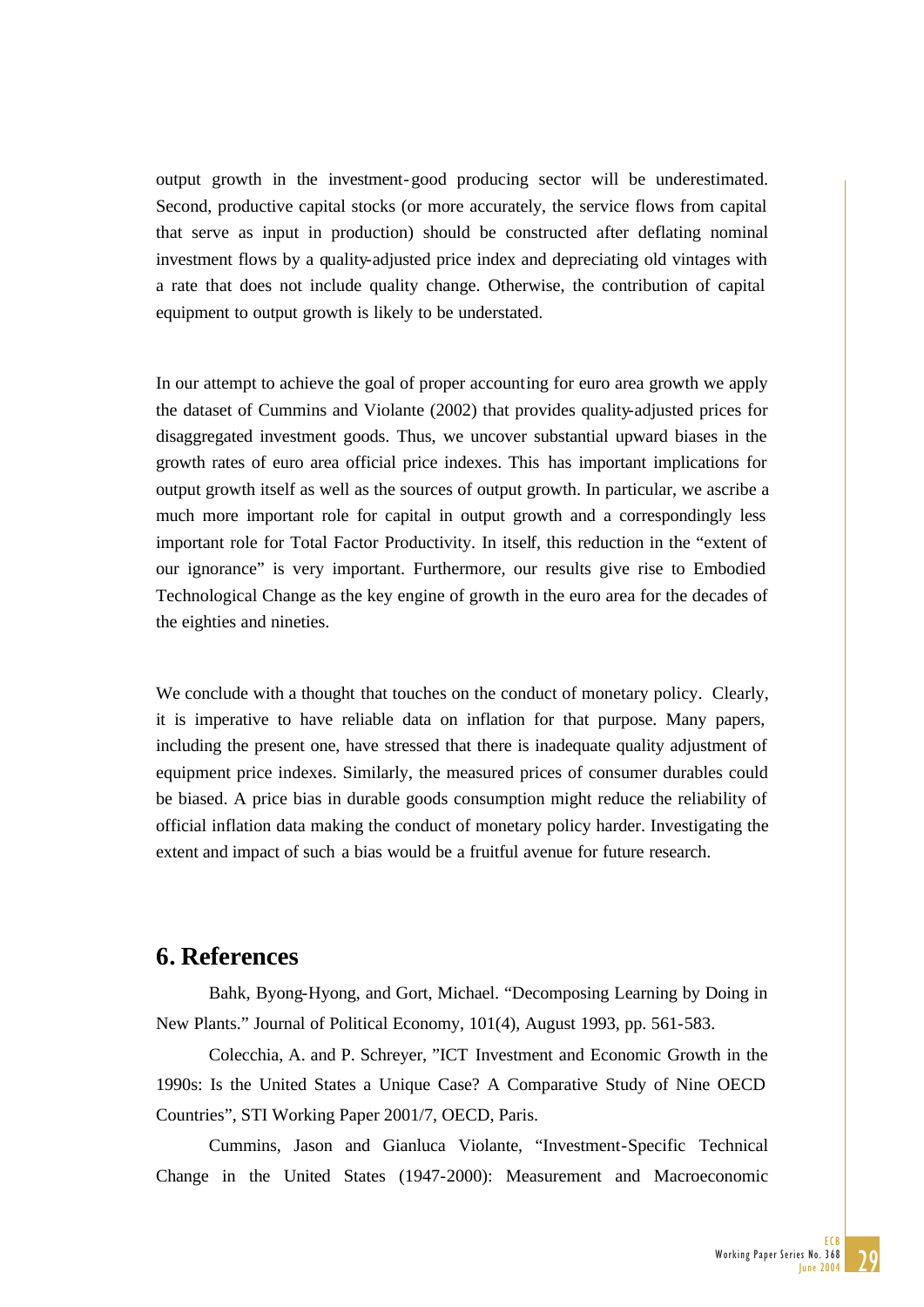output growth in the investment-good producing sector will be underestimated. Second, productive capital stocks (or more accurately, the service flows from capital that serve as input in production) should be constructed after deflating nominal investment flows by a quality-adjusted price index and depreciating old vintages with a rate that does not include quality change. Otherwise, the contribution of capital equipment to output growth is likely to be understated.

In our attempt to achieve the goal of proper accounting for euro area growth we apply the dataset of Cummins and Violante (2002) that provides quality-adjusted prices for disaggregated investment goods. Thus, we uncover substantial upward biases in the growth rates of euro area official price indexes. This has important implications for output growth itself as well as the sources of output growth. In particular, we ascribe a much more important role for capital in output growth and a correspondingly less important role for Total Factor Productivity. In itself, this reduction in the "extent of our ignorance" is very important. Furthermore, our results give rise to Embodied Technological Change as the key engine of growth in the euro area for the decades of the eighties and nineties.

We conclude with a thought that touches on the conduct of monetary policy. Clearly, it is imperative to have reliable data on inflation for that purpose. Many papers, including the present one, have stressed that there is inadequate quality adjustment of equipment price indexes. Similarly, the measured prices of consumer durables could be biased. A price bias in durable goods consumption might reduce the reliability of official inflation data making the conduct of monetary policy harder. Investigating the extent and impact of such a bias would be a fruitful avenue for future research.

## 6. References

Bahk, Byong-Hyong, and Gort, Michael. "Decomposing Learning by Doing in New Plants." Journal of Political Economy, 101(4), August 1993, pp. 561-583.

Colecchia, A. and P. Schreyer, "ICT Investment and Economic Growth in the 1990s: Is the United States a Unique Case? A Comparative Study of Nine OECD Countries", STI Working Paper 2001/7, OECD, Paris.

Cummins, Jason and Gianluca Violante, "Investment-Specific Technical Change in the United States (1947-2000): Measurement and Macroeconomic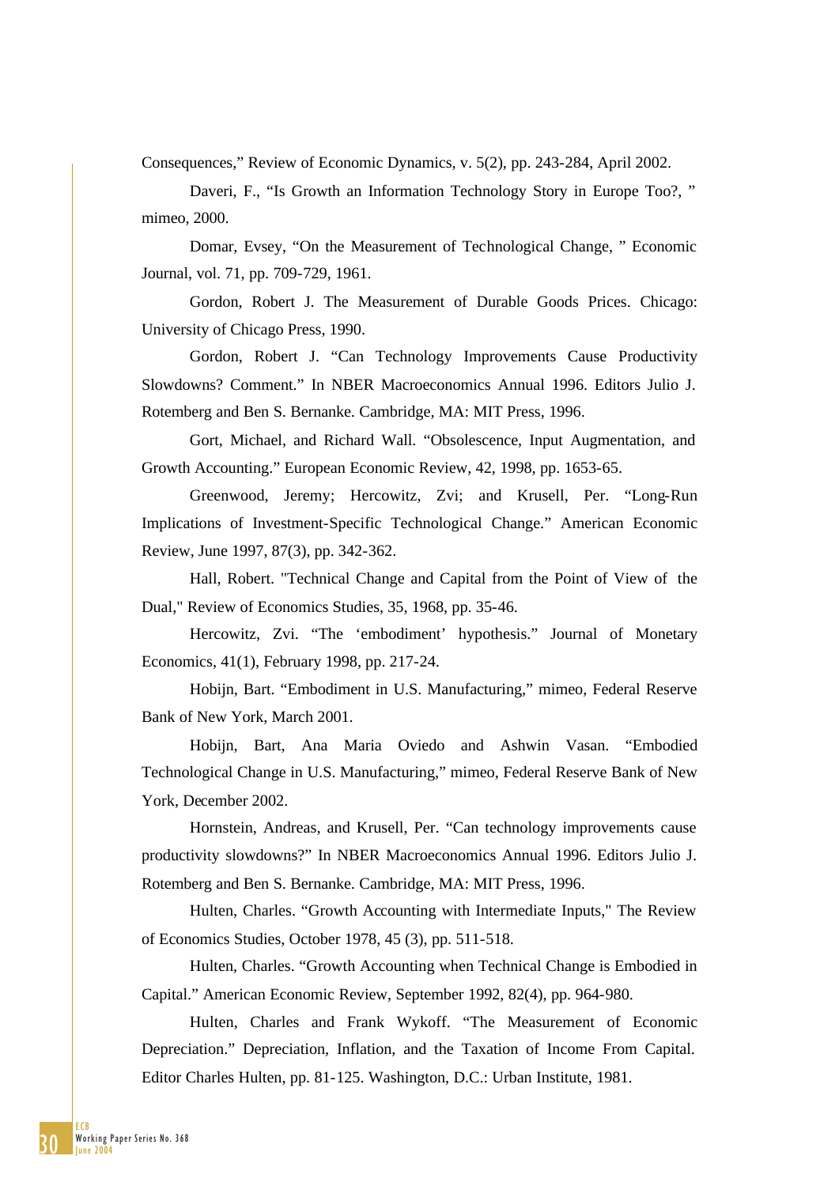Consequences," Review of Economic Dynamics, v. 5(2), pp. 243-284, April 2002.

Daveri, F., "Is Growth an Information Technology Story in Europe Too?, " mimeo, 2000.

Domar, Evsey, "On the Measurement of Technological Change, " Economic Journal, vol. 71, pp. 709-729, 1961.

Gordon, Robert J. The Measurement of Durable Goods Prices. Chicago: University of Chicago Press, 1990.

Gordon, Robert J. "Can Technology Improvements Cause Productivity Slowdowns? Comment." In NBER Macroeconomics Annual 1996. Editors Julio J. Rotemberg and Ben S. Bernanke. Cambridge, MA: MIT Press, 1996.

Gort, Michael, and Richard Wall. "Obsolescence, Input Augmentation, and Growth Accounting." European Economic Review, 42, 1998, pp. 1653-65.

Greenwood, Jeremy; Hercowitz, Zvi; and Krusell, Per. "Long-Run Implications of Investment-Specific Technological Change." American Economic Review, June 1997, 87(3), pp. 342-362.

Hall, Robert. "Technical Change and Capital from the Point of View of the Dual," Review of Economics Studies, 35, 1968, pp. 35-46.

Hercowitz, Zvi. "The 'embodiment' hypothesis." Journal of Monetary Economics, 41(1), February 1998, pp. 217-24.

Hobijn, Bart. "Embodiment in U.S. Manufacturing," mimeo, Federal Reserve Bank of New York, March 2001.

Hobijn, Bart, Ana Maria Oviedo and Ashwin Vasan. "Embodied Technological Change in U.S. Manufacturing," mimeo, Federal Reserve Bank of New York, December 2002.

Hornstein, Andreas, and Krusell, Per. "Can technology improvements cause productivity slowdowns?" In NBER Macroeconomics Annual 1996. Editors Julio J. Rotemberg and Ben S. Bernanke. Cambridge, MA: MIT Press, 1996.

Hulten, Charles. "Growth Accounting with Intermediate Inputs," The Review of Economics Studies, October 1978, 45 (3), pp. 511-518.

Hulten, Charles. "Growth Accounting when Technical Change is Embodied in Capital." American Economic Review, September 1992, 82(4), pp. 964-980.

Hulten, Charles and Frank Wykoff. "The Measurement of Economic Depreciation." Depreciation, Inflation, and the Taxation of Income From Capital. Editor Charles Hulten, pp. 81-125. Washington, D.C.: Urban Institute, 1981.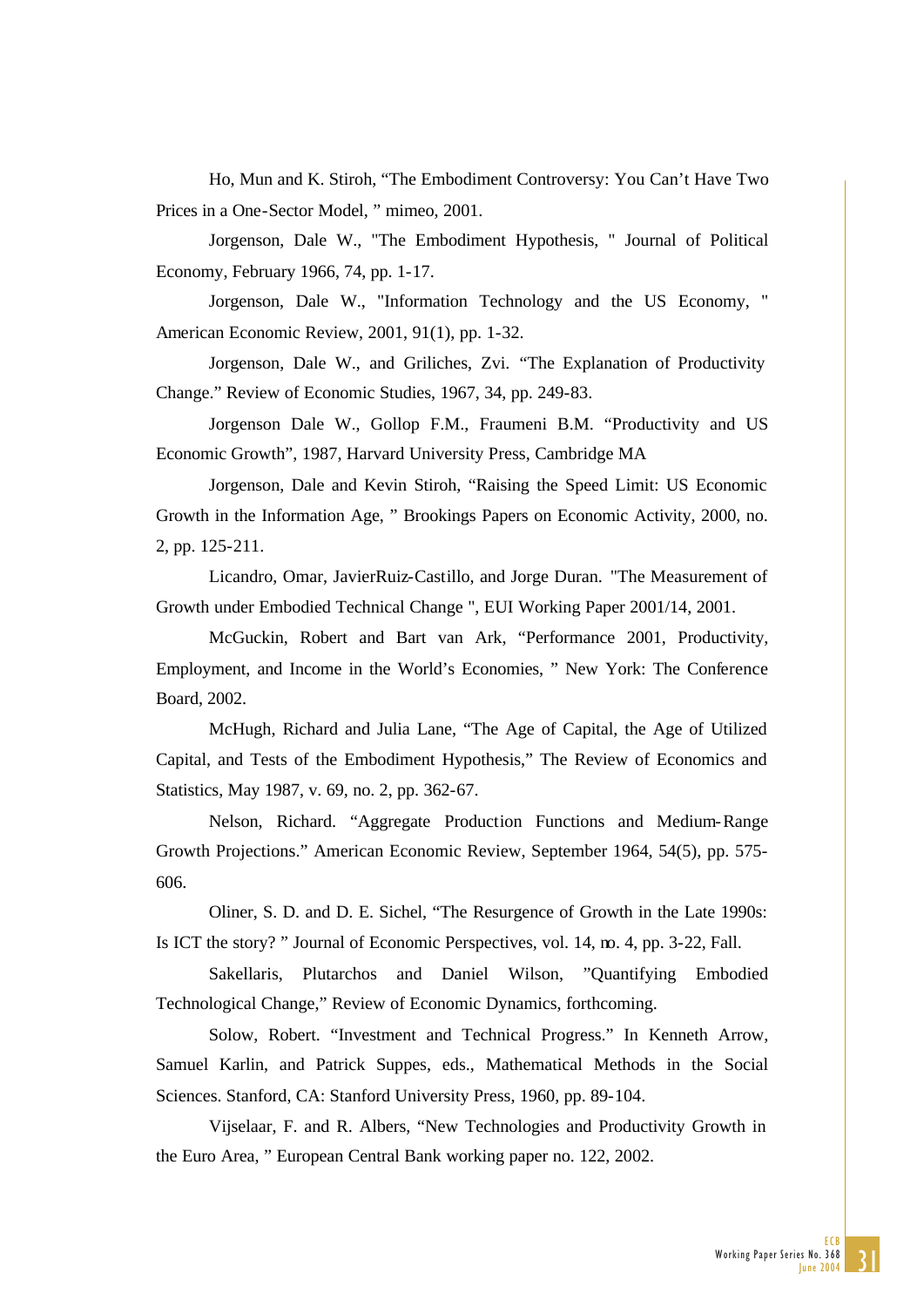Ho, Mun and K. Stiroh, “The Embodiment Controversy: You Can’t Have Two Prices in a One-Sector Model, ” mimeo, 2001.

Jorgenson, Dale W., "The Embodiment Hypothesis, " Journal of Political Economy, February 1966, 74, pp. 1-17.

Jorgenson, Dale W., "Information Technology and the US Economy, " American Economic Review, 2001, 91(1), pp. 1-32.

Jorgenson, Dale W., and Griliches, Zvi. “The Explanation of Productivity Change.” Review of Economic Studies, 1967, 34, pp. 249-83.

Jorgenson Dale W., Gollop F.M., Fraumeni B.M. “Productivity and US Economic Growth”, 1987, Harvard University Press, Cambridge MA

Jorgenson, Dale and Kevin Stiroh, “Raising the Speed Limit: US Economic Growth in the Information Age, ” Brookings Papers on Economic Activity, 2000, no. 2, pp. 125-211.

Licandro, Omar, JavierRuiz-Castillo, and Jorge Duran. "The Measurement of Growth under Embodied Technical Change ", EUI Working Paper 2001/14, 2001.

McGuckin, Robert and Bart van Ark, “Performance 2001, Productivity, Employment, and Income in the World’s Economies, ” New York: The Conference Board, 2002.

McHugh, Richard and Julia Lane, “The Age of Capital, the Age of Utilized Capital, and Tests of the Embodiment Hypothesis,” The Review of Economics and Statistics, May 1987, v. 69, no. 2, pp. 362-67.

Nelson, Richard. “Aggregate Production Functions and Medium-Range Growth Projections.” American Economic Review, September 1964, 54(5), pp. 575-606.

Oliner, S. D. and D. E. Sichel, “The Resurgence of Growth in the Late 1990s: Is ICT the story? ” Journal of Economic Perspectives, vol. 14, no. 4, pp. 3-22, Fall.

Sakellaris, Plutarchos and Daniel Wilson, ”Quantifying Embodied Technological Change,” Review of Economic Dynamics, forthcoming.

Solow, Robert. “Investment and Technical Progress.” In Kenneth Arrow, Samuel Karlin, and Patrick Suppes, eds., Mathematical Methods in the Social Sciences. Stanford, CA: Stanford University Press, 1960, pp. 89-104.

Vijselaar, F. and R. Albers, “New Technologies and Productivity Growth in the Euro Area, ” European Central Bank working paper no. 122, 2002.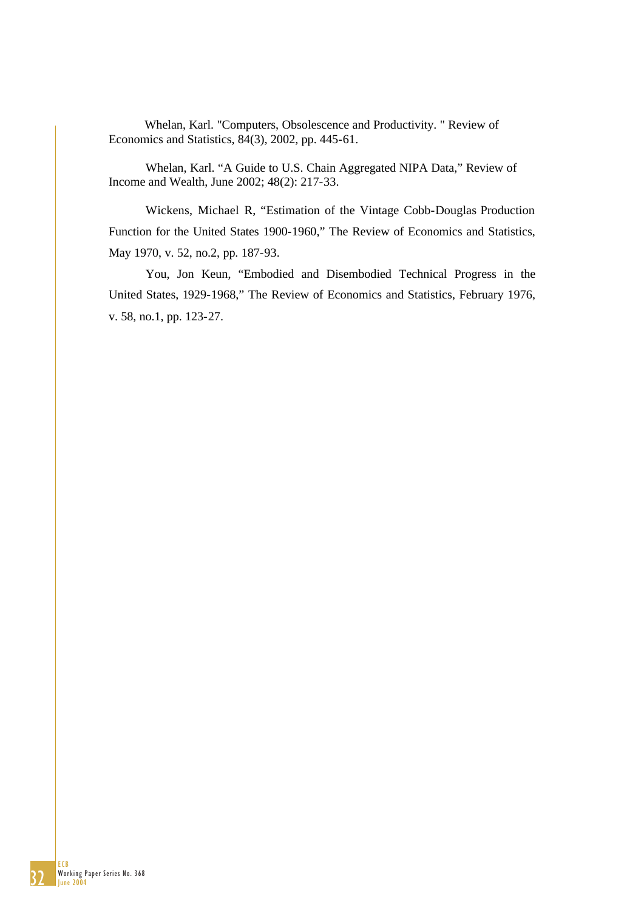Whelan, Karl. "Computers, Obsolescence and Productivity. " Review of Economics and Statistics, 84(3), 2002, pp. 445-61.

Whelan, Karl. "A Guide to U.S. Chain Aggregated NIPA Data," Review of Income and Wealth, June 2002; 48(2): 217-33.

Wickens, Michael R, "Estimation of the Vintage Cobb-Douglas Production Function for the United States 1900-1960," The Review of Economics and Statistics, May 1970, v. 52, no.2, pp. 187-93.

You, Jon Keun, "Embodied and Disembodied Technical Progress in the United States, 1929-1968," The Review of Economics and Statistics, February 1976, v. 58, no.1, pp. 123-27.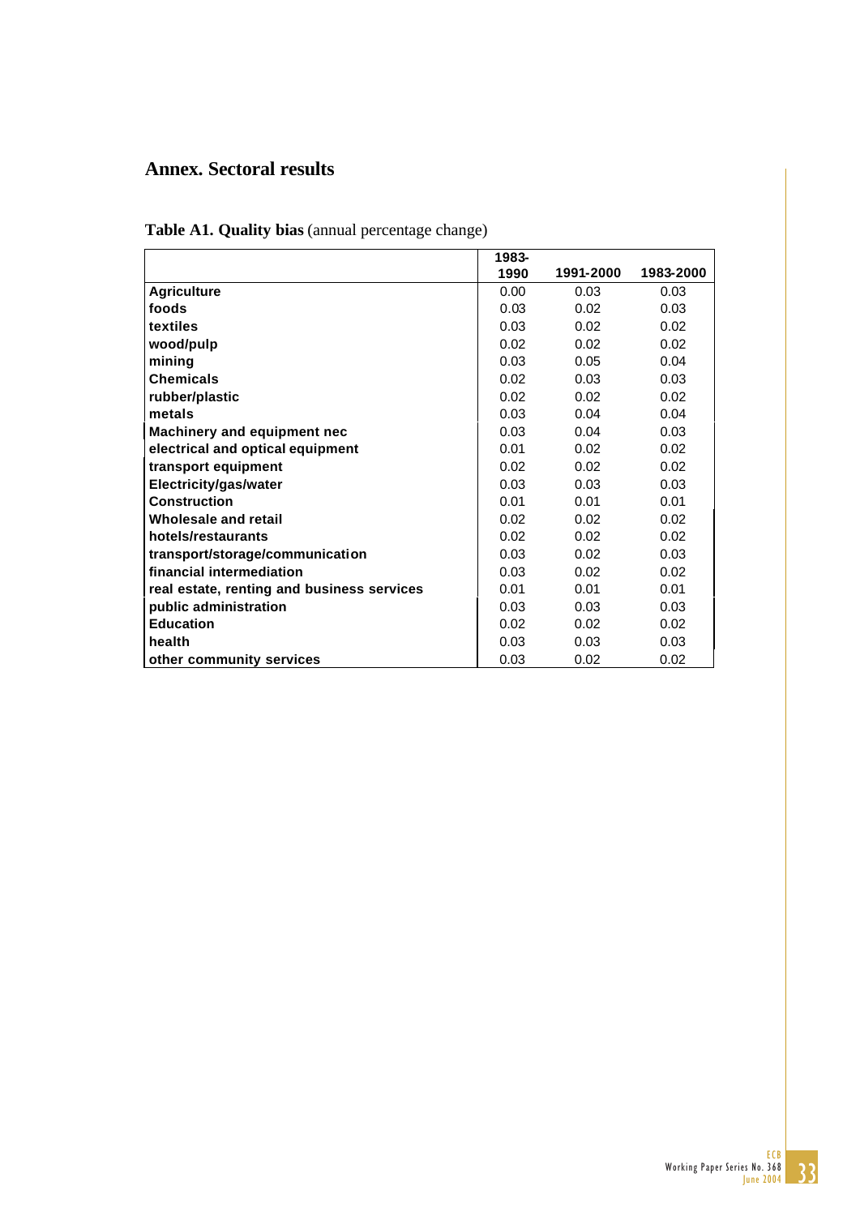## Annex. Sectoral results

**Table A1. Quality bias** (annual percentage change)

| | 1983-1990 | 1991-2000 | 1983-2000 |
|---|---|---|---|
| **Agriculture** | 0.00 | 0.03 | 0.03 |
| **foods** | 0.03 | 0.02 | 0.03 |
| **textiles** | 0.03 | 0.02 | 0.02 |
| **wood/pulp** | 0.02 | 0.02 | 0.02 |
| **mining** | 0.03 | 0.05 | 0.04 |
| **Chemicals** | 0.02 | 0.03 | 0.03 |
| **rubber/plastic** | 0.02 | 0.02 | 0.02 |
| **metals** | 0.03 | 0.04 | 0.04 |
| **Machinery and equipment nec** | 0.03 | 0.04 | 0.03 |
| **electrical and optical equipment** | 0.01 | 0.02 | 0.02 |
| **transport equipment** | 0.02 | 0.02 | 0.02 |
| **Electricity/gas/water** | 0.03 | 0.03 | 0.03 |
| **Construction** | 0.01 | 0.01 | 0.01 |
| **Wholesale and retail** | 0.02 | 0.02 | 0.02 |
| **hotels/restaurants** | 0.02 | 0.02 | 0.02 |
| **transport/storage/communication** | 0.03 | 0.02 | 0.03 |
| **financial intermediation** | 0.03 | 0.02 | 0.02 |
| **real estate, renting and business services** | 0.01 | 0.01 | 0.01 |
| **public administration** | 0.03 | 0.03 | 0.03 |
| **Education** | 0.02 | 0.02 | 0.02 |
| **health** | 0.03 | 0.03 | 0.03 |
| **other community services** | 0.03 | 0.02 | 0.02 |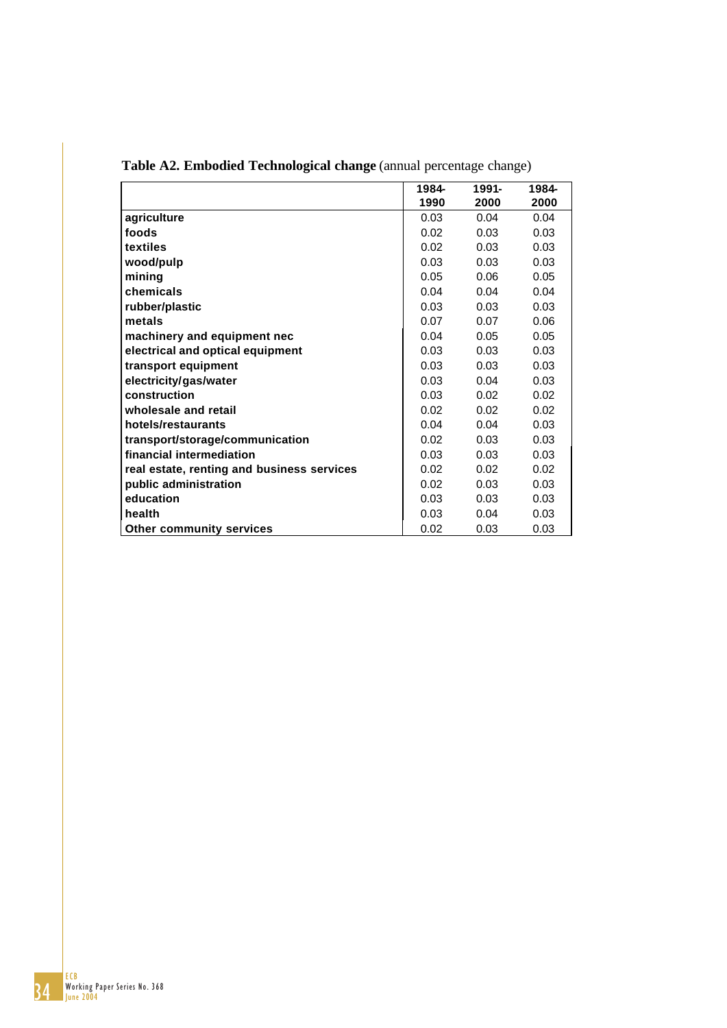**Table A2. Embodied Technological change** (annual percentage change)

| | 1984-1990 | 1991-2000 | 1984-2000 |
|---|---|---|---|
| **agriculture** | 0.03 | 0.04 | 0.04 |
| **foods** | 0.02 | 0.03 | 0.03 |
| **textiles** | 0.02 | 0.03 | 0.03 |
| **wood/pulp** | 0.03 | 0.03 | 0.03 |
| **mining** | 0.05 | 0.06 | 0.05 |
| **chemicals** | 0.04 | 0.04 | 0.04 |
| **rubber/plastic** | 0.03 | 0.03 | 0.03 |
| **metals** | 0.07 | 0.07 | 0.06 |
| **machinery and equipment nec** | 0.04 | 0.05 | 0.05 |
| **electrical and optical equipment** | 0.03 | 0.03 | 0.03 |
| **transport equipment** | 0.03 | 0.03 | 0.03 |
| **electricity/gas/water** | 0.03 | 0.04 | 0.03 |
| **construction** | 0.03 | 0.02 | 0.02 |
| **wholesale and retail** | 0.02 | 0.02 | 0.02 |
| **hotels/restaurants** | 0.04 | 0.04 | 0.03 |
| **transport/storage/communication** | 0.02 | 0.03 | 0.03 |
| **financial intermediation** | 0.03 | 0.03 | 0.03 |
| **real estate, renting and business services** | 0.02 | 0.02 | 0.02 |
| **public administration** | 0.02 | 0.03 | 0.03 |
| **education** | 0.03 | 0.03 | 0.03 |
| **health** | 0.03 | 0.04 | 0.03 |
| **Other community services** | 0.02 | 0.03 | 0.03 |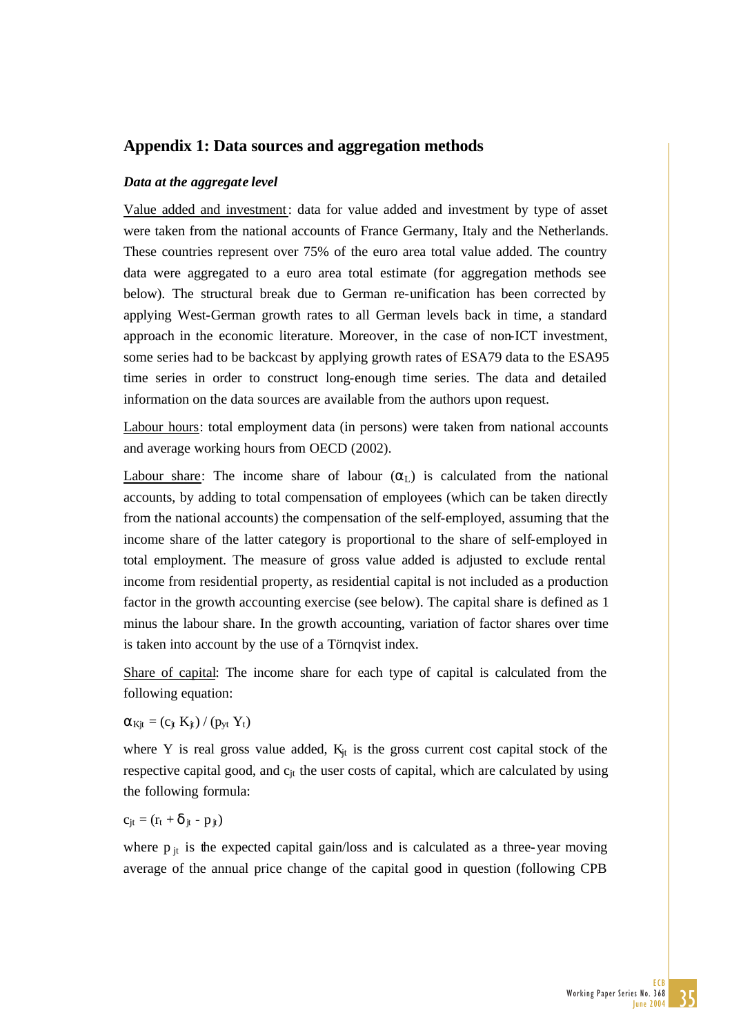## Appendix 1: Data sources and aggregation methods

***Data at the aggregate level***

Value added and investment: data for value added and investment by type of asset were taken from the national accounts of France Germany, Italy and the Netherlands. These countries represent over 75% of the euro area total value added. The country data were aggregated to a euro area total estimate (for aggregation methods see below). The structural break due to German re-unification has been corrected by applying West-German growth rates to all German levels back in time, a standard approach in the economic literature. Moreover, in the case of non-ICT investment, some series had to be backcast by applying growth rates of ESA79 data to the ESA95 time series in order to construct long-enough time series. The data and detailed information on the data sources are available from the authors upon request.

Labour hours: total employment data (in persons) were taken from national accounts and average working hours from OECD (2002).

Labour share: The income share of labour ($\alpha_L$) is calculated from the national accounts, by adding to total compensation of employees (which can be taken directly from the national accounts) the compensation of the self-employed, assuming that the income share of the latter category is proportional to the share of self-employed in total employment. The measure of gross value added is adjusted to exclude rental income from residential property, as residential capital is not included as a production factor in the growth accounting exercise (see below). The capital share is defined as 1 minus the labour share. In the growth accounting, variation of factor shares over time is taken into account by the use of a Törnqvist index.

Share of capital: The income share for each type of capital is calculated from the following equation:

$$\alpha_{Kjt} = (c_{jt} K_{jt}) / (p_{yt} Y_t)$$

where Y is real gross value added, $K_{jt}$ is the gross current cost capital stock of the respective capital good, and $c_{jt}$ the user costs of capital, which are calculated by using the following formula:

$$c_{jt} = (r_t + \delta_{jt} - p_{jt})$$

where $p_{jt}$ is the expected capital gain/loss and is calculated as a three-year moving average of the annual price change of the capital good in question (following CPB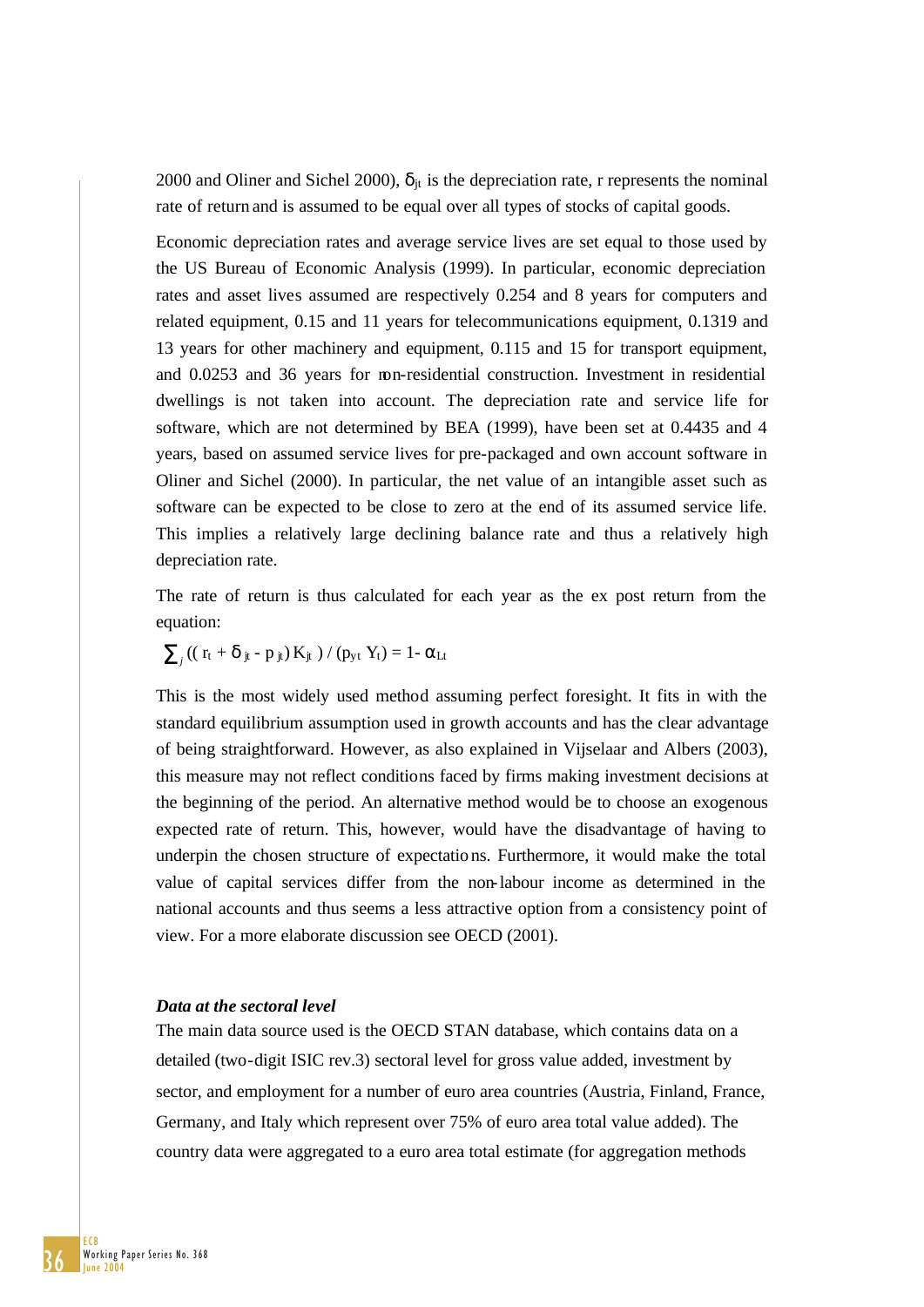2000 and Oliner and Sichel 2000), $\delta_{jt}$ is the depreciation rate, r represents the nominal rate of return and is assumed to be equal over all types of stocks of capital goods.

Economic depreciation rates and average service lives are set equal to those used by the US Bureau of Economic Analysis (1999). In particular, economic depreciation rates and asset lives assumed are respectively 0.254 and 8 years for computers and related equipment, 0.15 and 11 years for telecommunications equipment, 0.1319 and 13 years for other machinery and equipment, 0.115 and 15 for transport equipment, and 0.0253 and 36 years for non-residential construction. Investment in residential dwellings is not taken into account. The depreciation rate and service life for software, which are not determined by BEA (1999), have been set at 0.4435 and 4 years, based on assumed service lives for pre-packaged and own account software in Oliner and Sichel (2000). In particular, the net value of an intangible asset such as software can be expected to be close to zero at the end of its assumed service life. This implies a relatively large declining balance rate and thus a relatively high depreciation rate.

The rate of return is thus calculated for each year as the ex post return from the equation:

$$\sum_j ((r_t + \delta_{jt} - p_{jt}) K_{jt}) / (p_{yt} Y_t) = 1 - \alpha_{Lt}$$

This is the most widely used method assuming perfect foresight. It fits in with the standard equilibrium assumption used in growth accounts and has the clear advantage of being straightforward. However, as also explained in Vijselaar and Albers (2003), this measure may not reflect conditions faced by firms making investment decisions at the beginning of the period. An alternative method would be to choose an exogenous expected rate of return. This, however, would have the disadvantage of having to underpin the chosen structure of expectations. Furthermore, it would make the total value of capital services differ from the non-labour income as determined in the national accounts and thus seems a less attractive option from a consistency point of view. For a more elaborate discussion see OECD (2001).

***Data at the sectoral level***

The main data source used is the OECD STAN database, which contains data on a detailed (two-digit ISIC rev.3) sectoral level for gross value added, investment by sector, and employment for a number of euro area countries (Austria, Finland, France, Germany, and Italy which represent over 75% of euro area total value added). The country data were aggregated to a euro area total estimate (for aggregation methods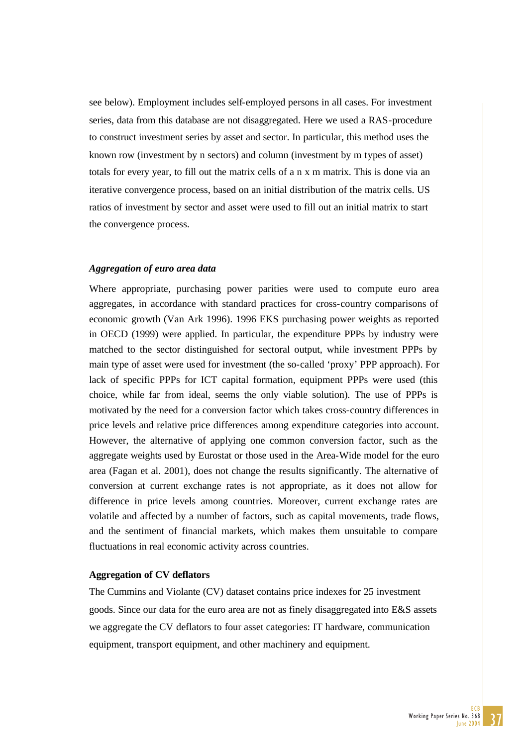see below). Employment includes self-employed persons in all cases. For investment series, data from this database are not disaggregated. Here we used a RAS-procedure to construct investment series by asset and sector. In particular, this method uses the known row (investment by n sectors) and column (investment by m types of asset) totals for every year, to fill out the matrix cells of a n x m matrix. This is done via an iterative convergence process, based on an initial distribution of the matrix cells. US ratios of investment by sector and asset were used to fill out an initial matrix to start the convergence process.

***Aggregation of euro area data***

Where appropriate, purchasing power parities were used to compute euro area aggregates, in accordance with standard practices for cross-country comparisons of economic growth (Van Ark 1996). 1996 EKS purchasing power weights as reported in OECD (1999) were applied. In particular, the expenditure PPPs by industry were matched to the sector distinguished for sectoral output, while investment PPPs by main type of asset were used for investment (the so-called 'proxy' PPP approach). For lack of specific PPPs for ICT capital formation, equipment PPPs were used (this choice, while far from ideal, seems the only viable solution). The use of PPPs is motivated by the need for a conversion factor which takes cross-country differences in price levels and relative price differences among expenditure categories into account. However, the alternative of applying one common conversion factor, such as the aggregate weights used by Eurostat or those used in the Area-Wide model for the euro area (Fagan et al. 2001), does not change the results significantly. The alternative of conversion at current exchange rates is not appropriate, as it does not allow for difference in price levels among countries. Moreover, current exchange rates are volatile and affected by a number of factors, such as capital movements, trade flows, and the sentiment of financial markets, which makes them unsuitable to compare fluctuations in real economic activity across countries.

**Aggregation of CV deflators**

The Cummins and Violante (CV) dataset contains price indexes for 25 investment goods. Since our data for the euro area are not as finely disaggregated into E&S assets we aggregate the CV deflators to four asset categories: IT hardware, communication equipment, transport equipment, and other machinery and equipment.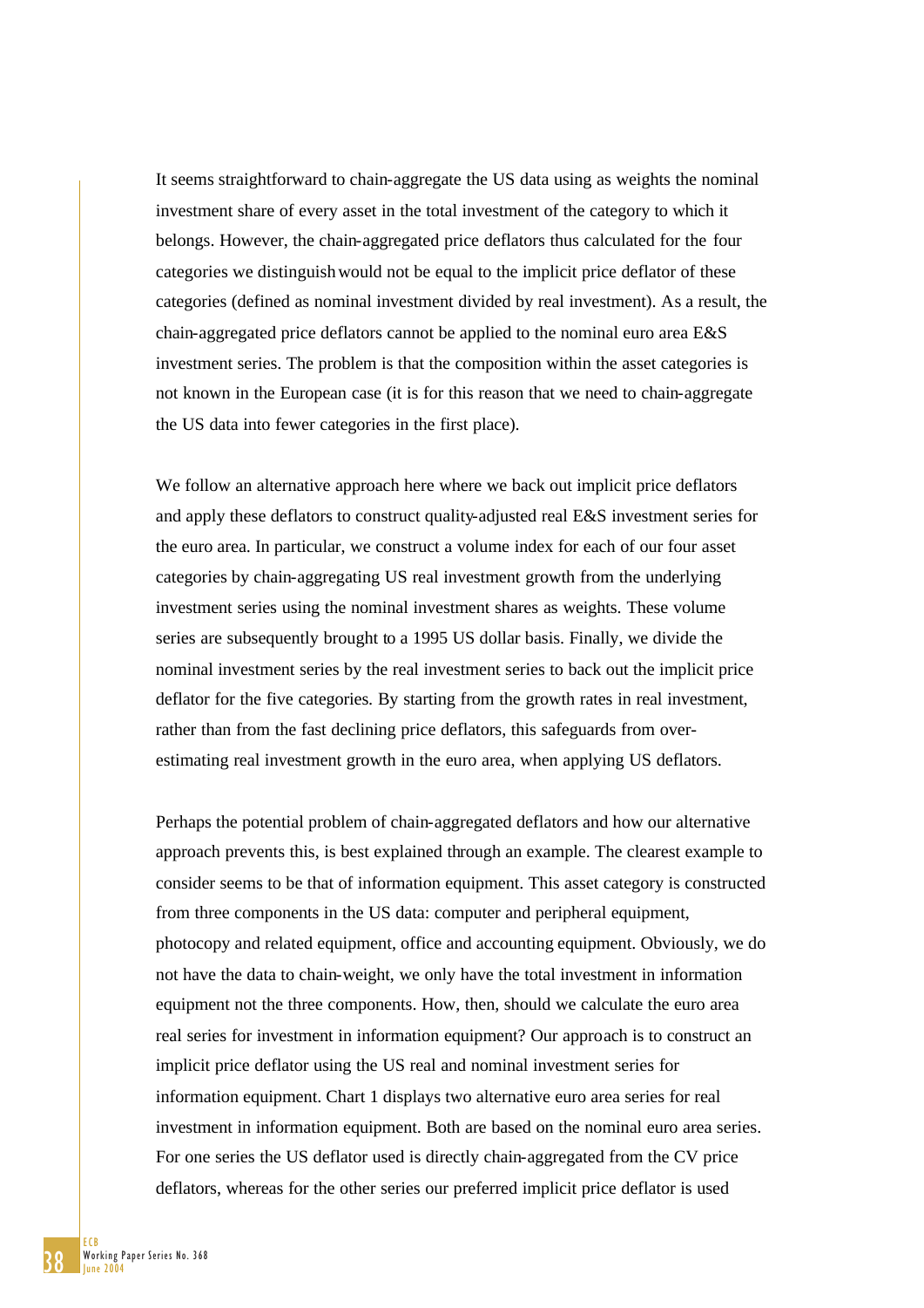It seems straightforward to chain-aggregate the US data using as weights the nominal investment share of every asset in the total investment of the category to which it belongs. However, the chain-aggregated price deflators thus calculated for the four categories we distinguish would not be equal to the implicit price deflator of these categories (defined as nominal investment divided by real investment). As a result, the chain-aggregated price deflators cannot be applied to the nominal euro area E&S investment series. The problem is that the composition within the asset categories is not known in the European case (it is for this reason that we need to chain-aggregate the US data into fewer categories in the first place).

We follow an alternative approach here where we back out implicit price deflators and apply these deflators to construct quality-adjusted real E&S investment series for the euro area. In particular, we construct a volume index for each of our four asset categories by chain-aggregating US real investment growth from the underlying investment series using the nominal investment shares as weights. These volume series are subsequently brought to a 1995 US dollar basis. Finally, we divide the nominal investment series by the real investment series to back out the implicit price deflator for the five categories. By starting from the growth rates in real investment, rather than from the fast declining price deflators, this safeguards from over-estimating real investment growth in the euro area, when applying US deflators.

Perhaps the potential problem of chain-aggregated deflators and how our alternative approach prevents this, is best explained through an example. The clearest example to consider seems to be that of information equipment. This asset category is constructed from three components in the US data: computer and peripheral equipment, photocopy and related equipment, office and accounting equipment. Obviously, we do not have the data to chain-weight, we only have the total investment in information equipment not the three components. How, then, should we calculate the euro area real series for investment in information equipment? Our approach is to construct an implicit price deflator using the US real and nominal investment series for information equipment. Chart 1 displays two alternative euro area series for real investment in information equipment. Both are based on the nominal euro area series. For one series the US deflator used is directly chain-aggregated from the CV price deflators, whereas for the other series our preferred implicit price deflator is used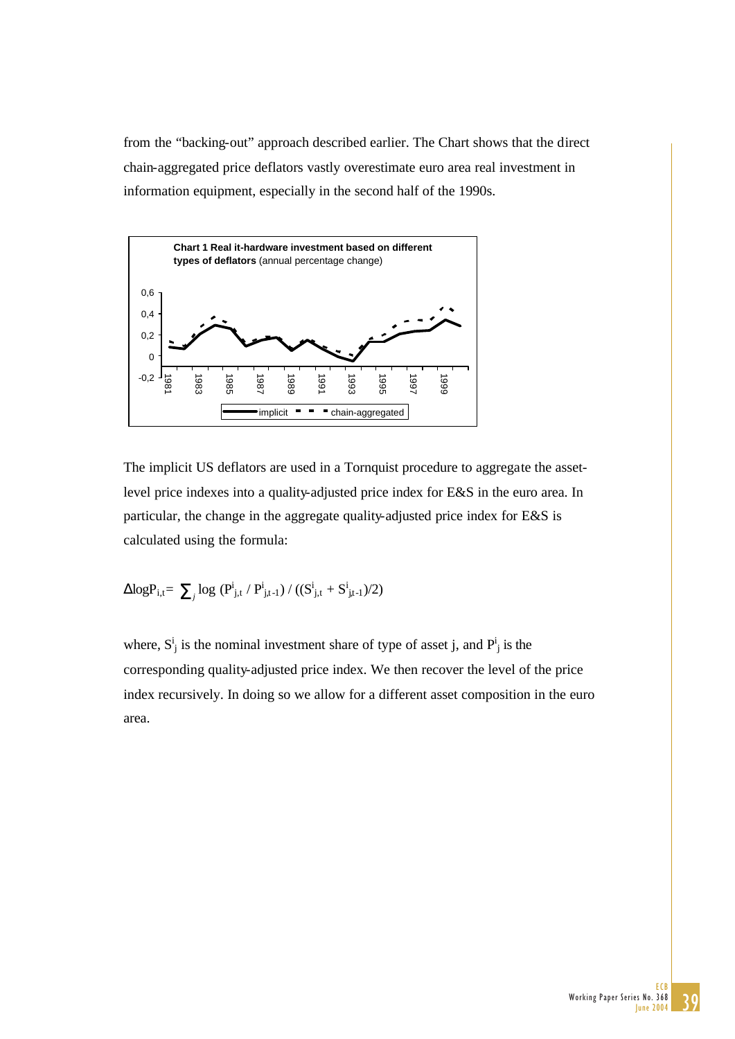from the "backing-out" approach described earlier. The Chart shows that the direct chain-aggregated price deflators vastly overestimate euro area real investment in information equipment, especially in the second half of the 1990s.

**Chart 1 Real it-hardware investment based on different types of deflators** (annual percentage change)

The implicit US deflators are used in a Tornquist procedure to aggregate the asset-level price indexes into a quality-adjusted price index for E&S in the euro area. In particular, the change in the aggregate quality-adjusted price index for E&S is calculated using the formula:

$$\Delta \log P_{i,t} = \sum_j \log \left(P^i_{j,t} / P^i_{j,t-1}\right) / \left(\left(S^i_{j,t} + S^i_{j,t-1}\right)/2\right)$$

where, $S^i_j$ is the nominal investment share of type of asset j, and $P^i_j$ is the corresponding quality-adjusted price index. We then recover the level of the price index recursively. In doing so we allow for a different asset composition in the euro area.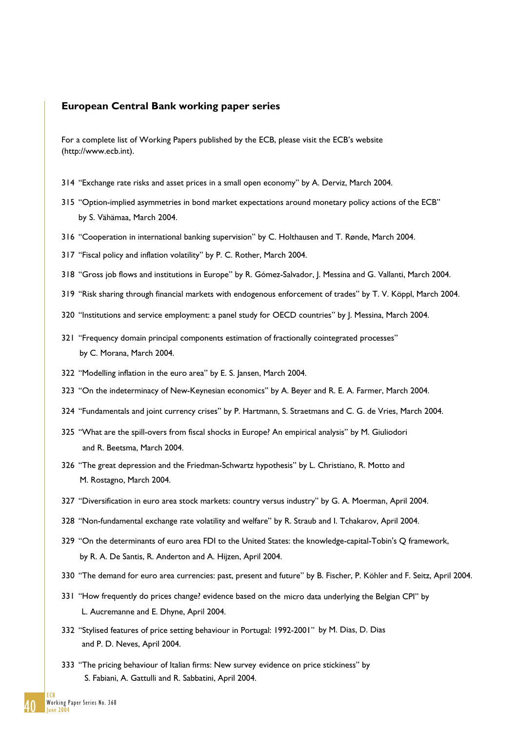## European Central Bank working paper series

For a complete list of Working Papers published by the ECB, please visit the ECB's website (http://www.ecb.int).

314 "Exchange rate risks and asset prices in a small open economy" by A. Derviz, March 2004.

315 "Option-implied asymmetries in bond market expectations around monetary policy actions of the ECB" by S. Vähämaa, March 2004.

316 "Cooperation in international banking supervision" by C. Holthausen and T. Rønde, March 2004.

317 "Fiscal policy and inflation volatility" by P. C. Rother, March 2004.

318 "Gross job flows and institutions in Europe" by R. Gómez-Salvador, J. Messina and G. Vallanti, March 2004.

319 "Risk sharing through financial markets with endogenous enforcement of trades" by T. V. Köppl, March 2004.

320 "Institutions and service employment: a panel study for OECD countries" by J. Messina, March 2004.

321 "Frequency domain principal components estimation of fractionally cointegrated processes" by C. Morana, March 2004.

322 "Modelling inflation in the euro area" by E. S. Jansen, March 2004.

323 "On the indeterminacy of New-Keynesian economics" by A. Beyer and R. E. A. Farmer, March 2004.

324 "Fundamentals and joint currency crises" by P. Hartmann, S. Straetmans and C. G. de Vries, March 2004.

325 "What are the spill-overs from fiscal shocks in Europe? An empirical analysis" by M. Giuliodori and R. Beetsma, March 2004.

326 "The great depression and the Friedman-Schwartz hypothesis" by L. Christiano, R. Motto and M. Rostagno, March 2004.

327 "Diversification in euro area stock markets: country versus industry" by G. A. Moerman, April 2004.

328 "Non-fundamental exchange rate volatility and welfare" by R. Straub and I. Tchakarov, April 2004.

329 "On the determinants of euro area FDI to the United States: the knowledge-capital-Tobin's Q framework, by R. A. De Santis, R. Anderton and A. Hijzen, April 2004.

330 "The demand for euro area currencies: past, present and future" by B. Fischer, P. Köhler and F. Seitz, April 2004.

331 "How frequently do prices change? evidence based on the micro data underlying the Belgian CPI" by L. Aucremanne and E. Dhyne, April 2004.

332 "Stylised features of price setting behaviour in Portugal: 1992-2001" by M. Dias, D. Dias and P. D. Neves, April 2004.

333 "The pricing behaviour of Italian firms: New survey evidence on price stickiness" by S. Fabiani, A. Gattulli and R. Sabbatini, April 2004.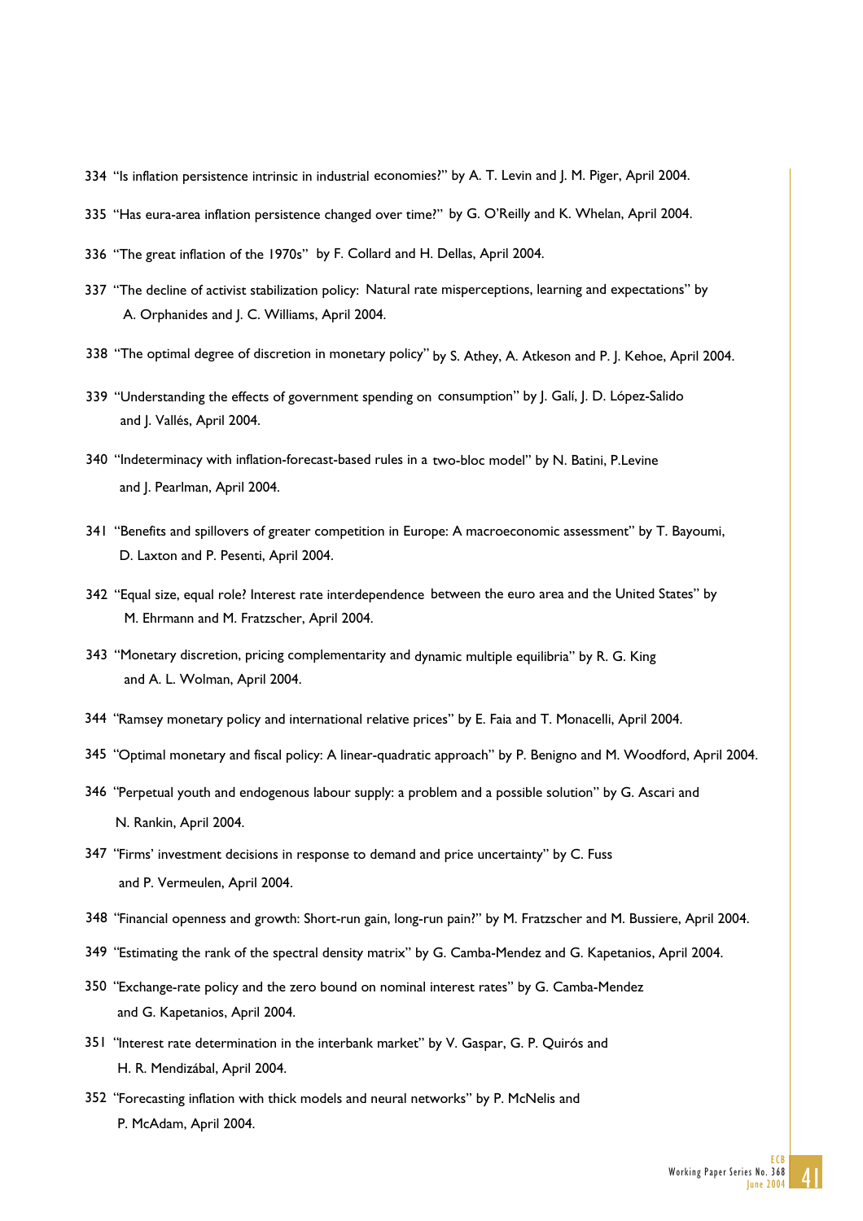334 "Is inflation persistence intrinsic in industrial economies?" by A. T. Levin and J. M. Piger, April 2004.

335 "Has eura-area inflation persistence changed over time?" by G. O'Reilly and K. Whelan, April 2004.

336 "The great inflation of the 1970s" by F. Collard and H. Dellas, April 2004.

337 "The decline of activist stabilization policy: Natural rate misperceptions, learning and expectations" by A. Orphanides and J. C. Williams, April 2004.

338 "The optimal degree of discretion in monetary policy" by S. Athey, A. Atkeson and P. J. Kehoe, April 2004.

339 "Understanding the effects of government spending on consumption" by J. Galí, J. D. López-Salido and J. Vallés, April 2004.

340 "Indeterminacy with inflation-forecast-based rules in a two-bloc model" by N. Batini, P.Levine and J. Pearlman, April 2004.

341 "Benefits and spillovers of greater competition in Europe: A macroeconomic assessment" by T. Bayoumi, D. Laxton and P. Pesenti, April 2004.

342 "Equal size, equal role? Interest rate interdependence between the euro area and the United States" by M. Ehrmann and M. Fratzscher, April 2004.

343 "Monetary discretion, pricing complementarity and dynamic multiple equilibria" by R. G. King and A. L. Wolman, April 2004.

344 "Ramsey monetary policy and international relative prices" by E. Faia and T. Monacelli, April 2004.

345 "Optimal monetary and fiscal policy: A linear-quadratic approach" by P. Benigno and M. Woodford, April 2004.

346 "Perpetual youth and endogenous labour supply: a problem and a possible solution" by G. Ascari and N. Rankin, April 2004.

347 "Firms' investment decisions in response to demand and price uncertainty" by C. Fuss and P. Vermeulen, April 2004.

348 "Financial openness and growth: Short-run gain, long-run pain?" by M. Fratzscher and M. Bussiere, April 2004.

349 "Estimating the rank of the spectral density matrix" by G. Camba-Mendez and G. Kapetanios, April 2004.

350 "Exchange-rate policy and the zero bound on nominal interest rates" by G. Camba-Mendez and G. Kapetanios, April 2004.

351 "Interest rate determination in the interbank market" by V. Gaspar, G. P. Quirós and H. R. Mendizábal, April 2004.

352 "Forecasting inflation with thick models and neural networks" by P. McNelis and P. McAdam, April 2004.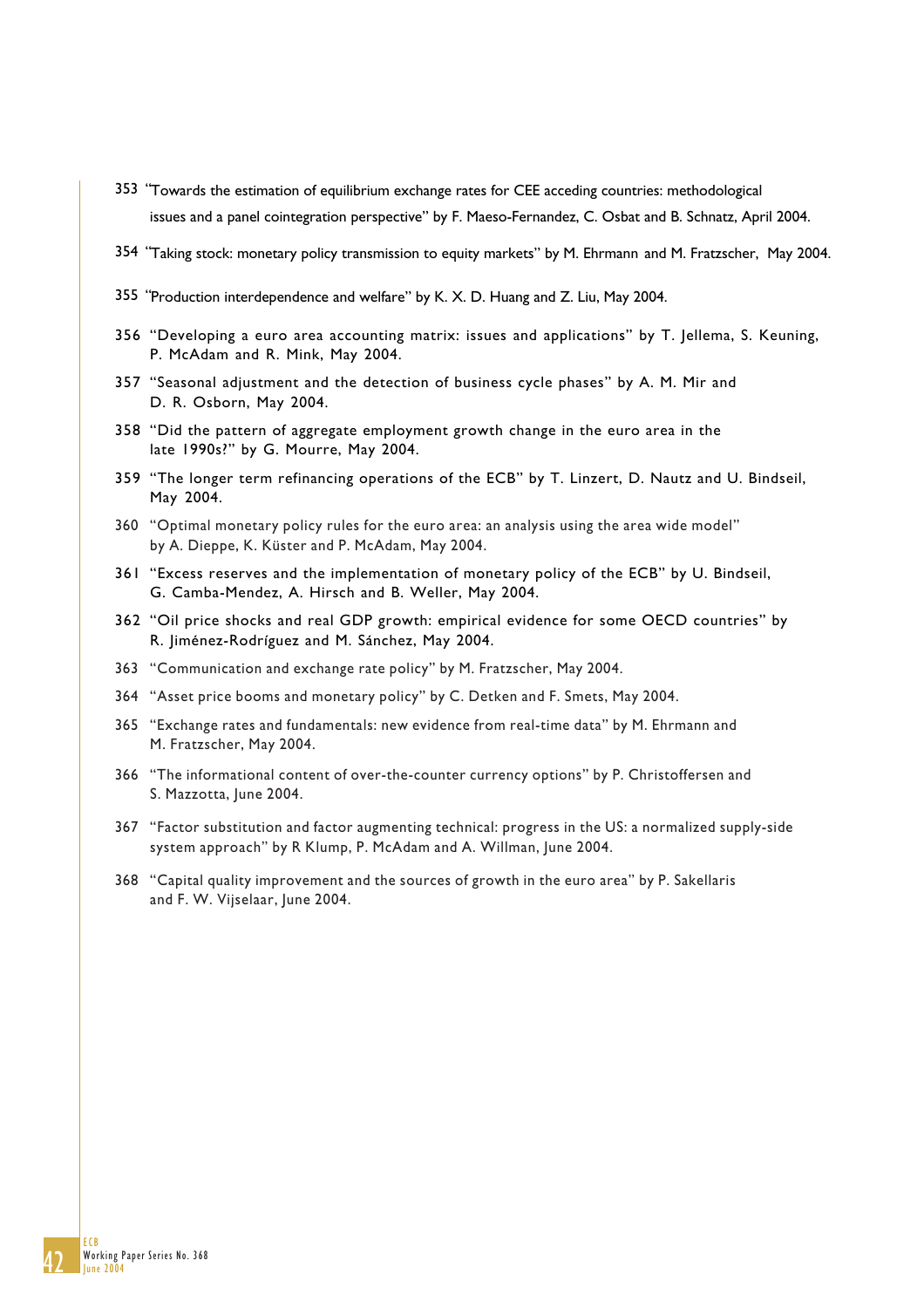353 "Towards the estimation of equilibrium exchange rates for CEE acceding countries: methodological issues and a panel cointegration perspective" by F. Maeso-Fernandez, C. Osbat and B. Schnatz, April 2004.

354 "Taking stock: monetary policy transmission to equity markets" by M. Ehrmann and M. Fratzscher, May 2004.

355 "Production interdependence and welfare" by K. X. D. Huang and Z. Liu, May 2004.

356 "Developing a euro area accounting matrix: issues and applications" by T. Jellema, S. Keuning, P. McAdam and R. Mink, May 2004.

357 "Seasonal adjustment and the detection of business cycle phases" by A. M. Mir and D. R. Osborn, May 2004.

358 "Did the pattern of aggregate employment growth change in the euro area in the late 1990s?" by G. Mourre, May 2004.

359 "The longer term refinancing operations of the ECB" by T. Linzert, D. Nautz and U. Bindseil, May 2004.

360 "Optimal monetary policy rules for the euro area: an analysis using the area wide model" by A. Dieppe, K. Küster and P. McAdam, May 2004.

361 "Excess reserves and the implementation of monetary policy of the ECB" by U. Bindseil, G. Camba-Mendez, A. Hirsch and B. Weller, May 2004.

362 "Oil price shocks and real GDP growth: empirical evidence for some OECD countries" by R. Jiménez-Rodríguez and M. Sánchez, May 2004.

363 "Communication and exchange rate policy" by M. Fratzscher, May 2004.

364 "Asset price booms and monetary policy" by C. Detken and F. Smets, May 2004.

365 "Exchange rates and fundamentals: new evidence from real-time data" by M. Ehrmann and M. Fratzscher, May 2004.

366 "The informational content of over-the-counter currency options" by P. Christoffersen and S. Mazzotta, June 2004.

367 "Factor substitution and factor augmenting technical: progress in the US: a normalized supply-side system approach" by R Klump, P. McAdam and A. Willman, June 2004.

368 "Capital quality improvement and the sources of growth in the euro area" by P. Sakellaris and F. W. Vijselaar, June 2004.